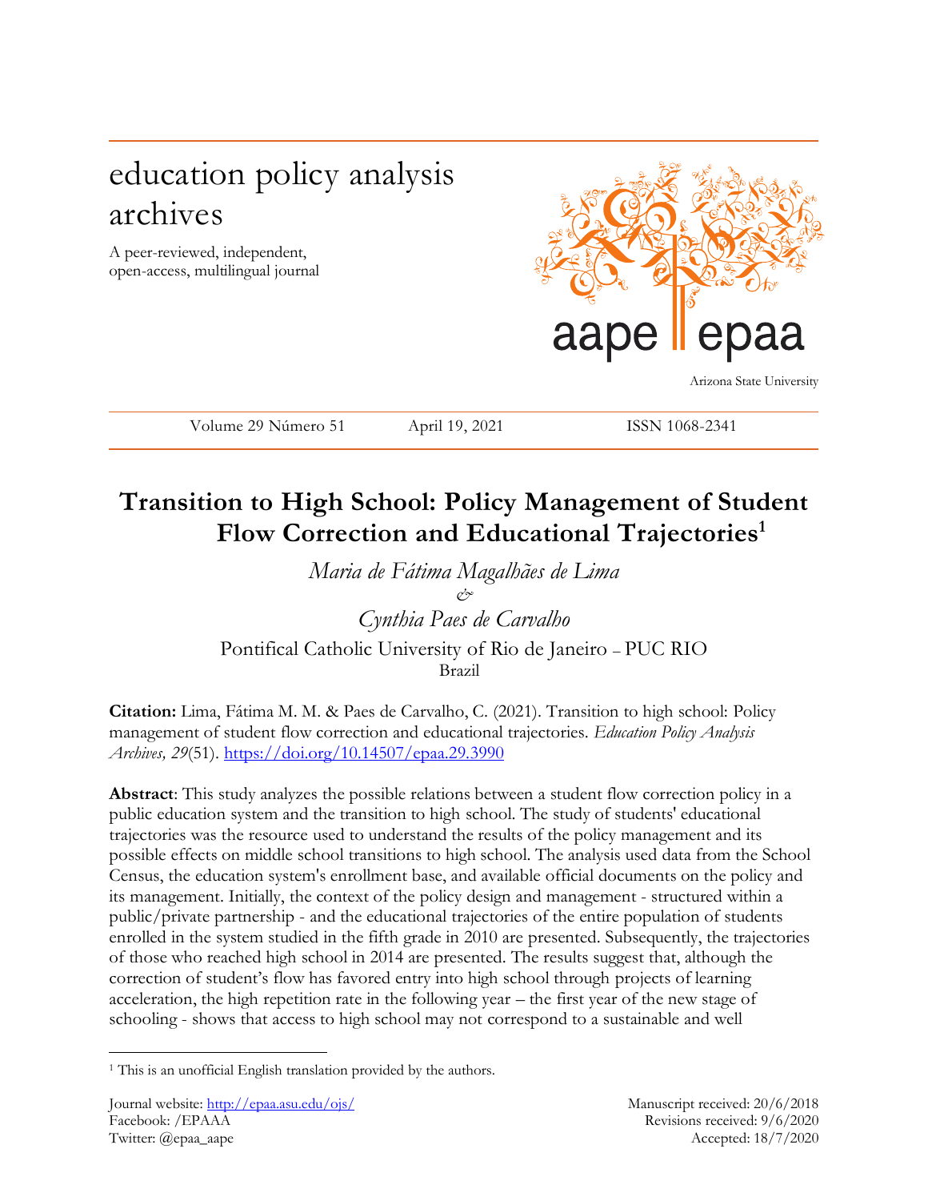# education policy analysis archives

A peer-reviewed, independent, open-access, multilingual journal

aape epaa

Arizona State University

Volume 29 Número 51 April 19, 2021 ISSN 1068-2341

## Transition to High School: Policy Management of Student Flow Correction and Educational Trajectories[1]

*Maria de Fátima Magalhães de Lima*
*&*
*Cynthia Paes de Carvalho*
Pontifical Catholic University of Rio de Janeiro – PUC RIO
Brazil

**Citation:** Lima, Fátima M. M. & Paes de Carvalho, C. (2021). Transition to high school: Policy management of student flow correction and educational trajectories. *Education Policy Analysis Archives, 29*(51). https://doi.org/10.14507/epaa.29.3990

**Abstract**: This study analyzes the possible relations between a student flow correction policy in a public education system and the transition to high school. The study of students' educational trajectories was the resource used to understand the results of the policy management and its possible effects on middle school transitions to high school. The analysis used data from the School Census, the education system's enrollment base, and available official documents on the policy and its management. Initially, the context of the policy design and management - structured within a public/private partnership - and the educational trajectories of the entire population of students enrolled in the system studied in the fifth grade in 2010 are presented. Subsequently, the trajectories of those who reached high school in 2014 are presented. The results suggest that, although the correction of student's flow has favored entry into high school through projects of learning acceleration, the high repetition rate in the following year – the first year of the new stage of schooling - shows that access to high school may not correspond to a sustainable and well

[1] This is an unofficial English translation provided by the authors.

Journal website: http://epaa.asu.edu/ojs/
Facebook: /EPAA
Twitter: @epaa_aape

Manuscript received: 20/6/2018
Revisions received: 9/6/2020
Accepted: 18/7/2020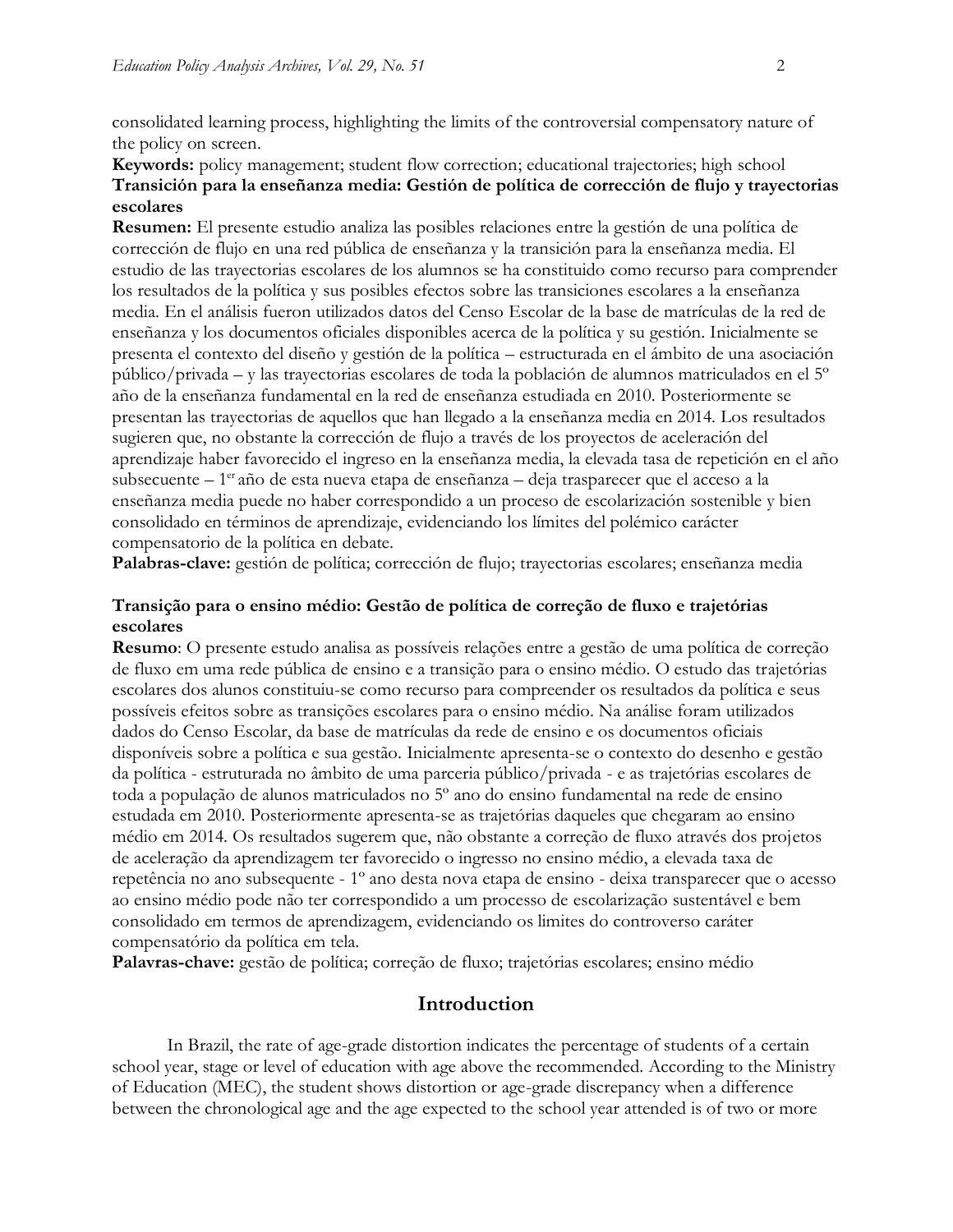consolidated learning process, highlighting the limits of the controversial compensatory nature of the policy on screen.

**Keywords:** policy management; student flow correction; educational trajectories; high school

**Transición para la enseñanza media: Gestión de política de corrección de flujo y trayectorias escolares**

**Resumen:** El presente estudio analiza las posibles relaciones entre la gestión de una política de corrección de flujo en una red pública de enseñanza y la transición para la enseñanza media. El estudio de las trayectorias escolares de los alumnos se ha constituido como recurso para comprender los resultados de la política y sus posibles efectos sobre las transiciones escolares a la enseñanza media. En el análisis fueron utilizados datos del Censo Escolar de la base de matrículas de la red de enseñanza y los documentos oficiales disponibles acerca de la política y su gestión. Inicialmente se presenta el contexto del diseño y gestión de la política – estructurada en el ámbito de una asociación público/privada – y las trayectorias escolares de toda la población de alumnos matriculados en el 5º año de la enseñanza fundamental en la red de enseñanza estudiada en 2010. Posteriormente se presentan las trayectorias de aquellos que han llegado a la enseñanza media en 2014. Los resultados sugieren que, no obstante la corrección de flujo a través de los proyectos de aceleración del aprendizaje haber favorecido el ingreso en la enseñanza media, la elevada tasa de repetición en el año subsecuente – 1er año de esta nueva etapa de enseñanza – deja trasparecer que el acceso a la enseñanza media puede no haber correspondido a un proceso de escolarización sostenible y bien consolidado en términos de aprendizaje, evidenciando los límites del polémico carácter compensatorio de la política en debate.

**Palabras-clave:** gestión de política; corrección de flujo; trayectorias escolares; enseñanza media

**Transição para o ensino médio: Gestão de política de correção de fluxo e trajetórias escolares**

**Resumo**: O presente estudo analisa as possíveis relações entre a gestão de uma política de correção de fluxo em uma rede pública de ensino e a transição para o ensino médio. O estudo das trajetórias escolares dos alunos constituiu-se como recurso para compreender os resultados da política e seus possíveis efeitos sobre as transições escolares para o ensino médio. Na análise foram utilizados dados do Censo Escolar, da base de matrículas da rede de ensino e os documentos oficiais disponíveis sobre a política e sua gestão. Inicialmente apresenta-se o contexto do desenho e gestão da política - estruturada no âmbito de uma parceria público/privada - e as trajetórias escolares de toda a população de alunos matriculados no 5º ano do ensino fundamental na rede de ensino estudada em 2010. Posteriormente apresenta-se as trajetórias daqueles que chegaram ao ensino médio em 2014. Os resultados sugerem que, não obstante a correção de fluxo através dos projetos de aceleração da aprendizagem ter favorecido o ingresso no ensino médio, a elevada taxa de repetência no ano subsequente - 1º ano desta nova etapa de ensino - deixa transparecer que o acesso ao ensino médio pode não ter correspondido a um processo de escolarização sustentável e bem consolidado em termos de aprendizagem, evidenciando os limites do controverso caráter compensatório da política em tela.

**Palavras-chave:** gestão de política; correção de fluxo; trajetórias escolares; ensino médio

## Introduction

In Brazil, the rate of age-grade distortion indicates the percentage of students of a certain school year, stage or level of education with age above the recommended. According to the Ministry of Education (MEC), the student shows distortion or age-grade discrepancy when a difference between the chronological age and the age expected to the school year attended is of two or more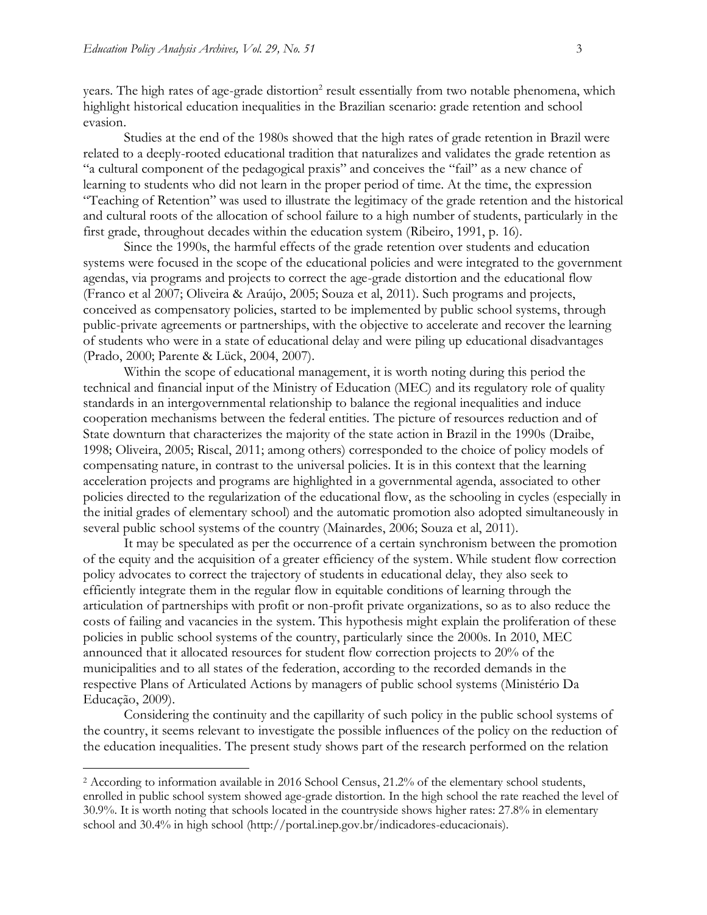years. The high rates of age-grade distortion[2] result essentially from two notable phenomena, which highlight historical education inequalities in the Brazilian scenario: grade retention and school evasion.

Studies at the end of the 1980s showed that the high rates of grade retention in Brazil were related to a deeply-rooted educational tradition that naturalizes and validates the grade retention as "a cultural component of the pedagogical praxis" and conceives the "fail" as a new chance of learning to students who did not learn in the proper period of time. At the time, the expression "Teaching of Retention" was used to illustrate the legitimacy of the grade retention and the historical and cultural roots of the allocation of school failure to a high number of students, particularly in the first grade, throughout decades within the education system (Ribeiro, 1991, p. 16).

Since the 1990s, the harmful effects of the grade retention over students and education systems were focused in the scope of the educational policies and were integrated to the government agendas, via programs and projects to correct the age-grade distortion and the educational flow (Franco et al 2007; Oliveira & Araújo, 2005; Souza et al, 2011). Such programs and projects, conceived as compensatory policies, started to be implemented by public school systems, through public-private agreements or partnerships, with the objective to accelerate and recover the learning of students who were in a state of educational delay and were piling up educational disadvantages (Prado, 2000; Parente & Lück, 2004, 2007).

Within the scope of educational management, it is worth noting during this period the technical and financial input of the Ministry of Education (MEC) and its regulatory role of quality standards in an intergovernmental relationship to balance the regional inequalities and induce cooperation mechanisms between the federal entities. The picture of resources reduction and of State downturn that characterizes the majority of the state action in Brazil in the 1990s (Draibe, 1998; Oliveira, 2005; Riscal, 2011; among others) corresponded to the choice of policy models of compensating nature, in contrast to the universal policies. It is in this context that the learning acceleration projects and programs are highlighted in a governmental agenda, associated to other policies directed to the regularization of the educational flow, as the schooling in cycles (especially in the initial grades of elementary school) and the automatic promotion also adopted simultaneously in several public school systems of the country (Mainardes, 2006; Souza et al, 2011).

It may be speculated as per the occurrence of a certain synchronism between the promotion of the equity and the acquisition of a greater efficiency of the system. While student flow correction policy advocates to correct the trajectory of students in educational delay, they also seek to efficiently integrate them in the regular flow in equitable conditions of learning through the articulation of partnerships with profit or non-profit private organizations, so as to also reduce the costs of failing and vacancies in the system. This hypothesis might explain the proliferation of these policies in public school systems of the country, particularly since the 2000s. In 2010, MEC announced that it allocated resources for student flow correction projects to 20% of the municipalities and to all states of the federation, according to the recorded demands in the respective Plans of Articulated Actions by managers of public school systems (Ministério Da Educação, 2009).

Considering the continuity and the capillarity of such policy in the public school systems of the country, it seems relevant to investigate the possible influences of the policy on the reduction of the education inequalities. The present study shows part of the research performed on the relation

[2] According to information available in 2016 School Census, 21.2% of the elementary school students, enrolled in public school system showed age-grade distortion. In the high school the rate reached the level of 30.9%. It is worth noting that schools located in the countryside shows higher rates: 27.8% in elementary school and 30.4% in high school (http://portal.inep.gov.br/indicadores-educacionais).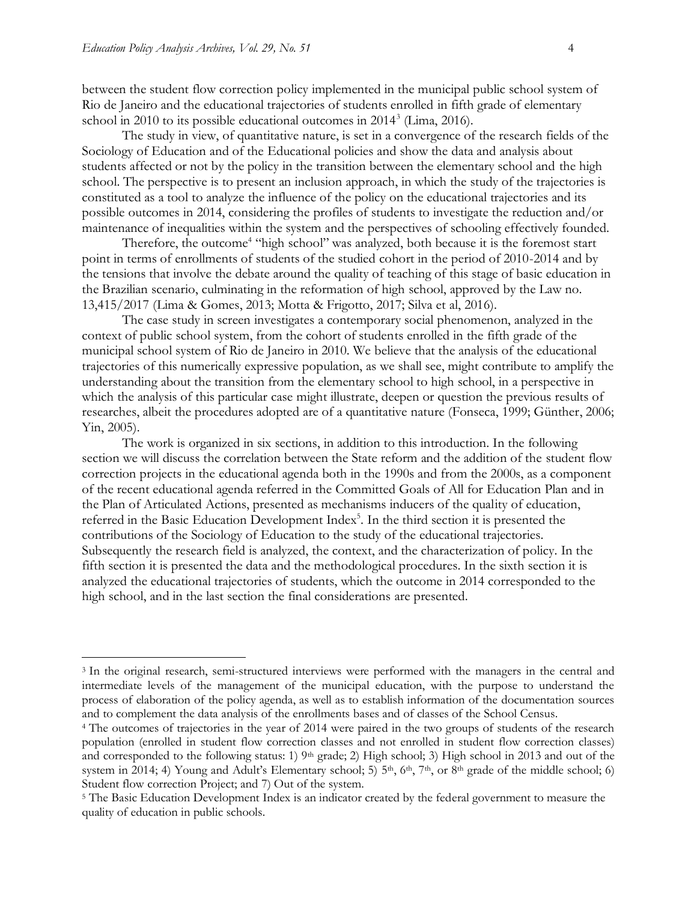between the student flow correction policy implemented in the municipal public school system of Rio de Janeiro and the educational trajectories of students enrolled in fifth grade of elementary school in 2010 to its possible educational outcomes in 2014[3] (Lima, 2016).

The study in view, of quantitative nature, is set in a convergence of the research fields of the Sociology of Education and of the Educational policies and show the data and analysis about students affected or not by the policy in the transition between the elementary school and the high school. The perspective is to present an inclusion approach, in which the study of the trajectories is constituted as a tool to analyze the influence of the policy on the educational trajectories and its possible outcomes in 2014, considering the profiles of students to investigate the reduction and/or maintenance of inequalities within the system and the perspectives of schooling effectively founded.

Therefore, the outcome[4] "high school" was analyzed, both because it is the foremost start point in terms of enrollments of students of the studied cohort in the period of 2010-2014 and by the tensions that involve the debate around the quality of teaching of this stage of basic education in the Brazilian scenario, culminating in the reformation of high school, approved by the Law no. 13,415/2017 (Lima & Gomes, 2013; Motta & Frigotto, 2017; Silva et al, 2016).

The case study in screen investigates a contemporary social phenomenon, analyzed in the context of public school system, from the cohort of students enrolled in the fifth grade of the municipal school system of Rio de Janeiro in 2010. We believe that the analysis of the educational trajectories of this numerically expressive population, as we shall see, might contribute to amplify the understanding about the transition from the elementary school to high school, in a perspective in which the analysis of this particular case might illustrate, deepen or question the previous results of researches, albeit the procedures adopted are of a quantitative nature (Fonseca, 1999; Günther, 2006; Yin, 2005).

The work is organized in six sections, in addition to this introduction. In the following section we will discuss the correlation between the State reform and the addition of the student flow correction projects in the educational agenda both in the 1990s and from the 2000s, as a component of the recent educational agenda referred in the Committed Goals of All for Education Plan and in the Plan of Articulated Actions, presented as mechanisms inducers of the quality of education, referred in the Basic Education Development Index[5]. In the third section it is presented the contributions of the Sociology of Education to the study of the educational trajectories. Subsequently the research field is analyzed, the context, and the characterization of policy. In the fifth section it is presented the data and the methodological procedures. In the sixth section it is analyzed the educational trajectories of students, which the outcome in 2014 corresponded to the high school, and in the last section the final considerations are presented.

---

[3] In the original research, semi-structured interviews were performed with the managers in the central and intermediate levels of the management of the municipal education, with the purpose to understand the process of elaboration of the policy agenda, as well as to establish information of the documentation sources and to complement the data analysis of the enrollments bases and of classes of the School Census.

[4] The outcomes of trajectories in the year of 2014 were paired in the two groups of students of the research population (enrolled in student flow correction classes and not enrolled in student flow correction classes) and corresponded to the following status: 1) 9th grade; 2) High school; 3) High school in 2013 and out of the system in 2014; 4) Young and Adult's Elementary school; 5) 5th, 6th, 7th, or 8th grade of the middle school; 6) Student flow correction Project; and 7) Out of the system.

[5] The Basic Education Development Index is an indicator created by the federal government to measure the quality of education in public schools.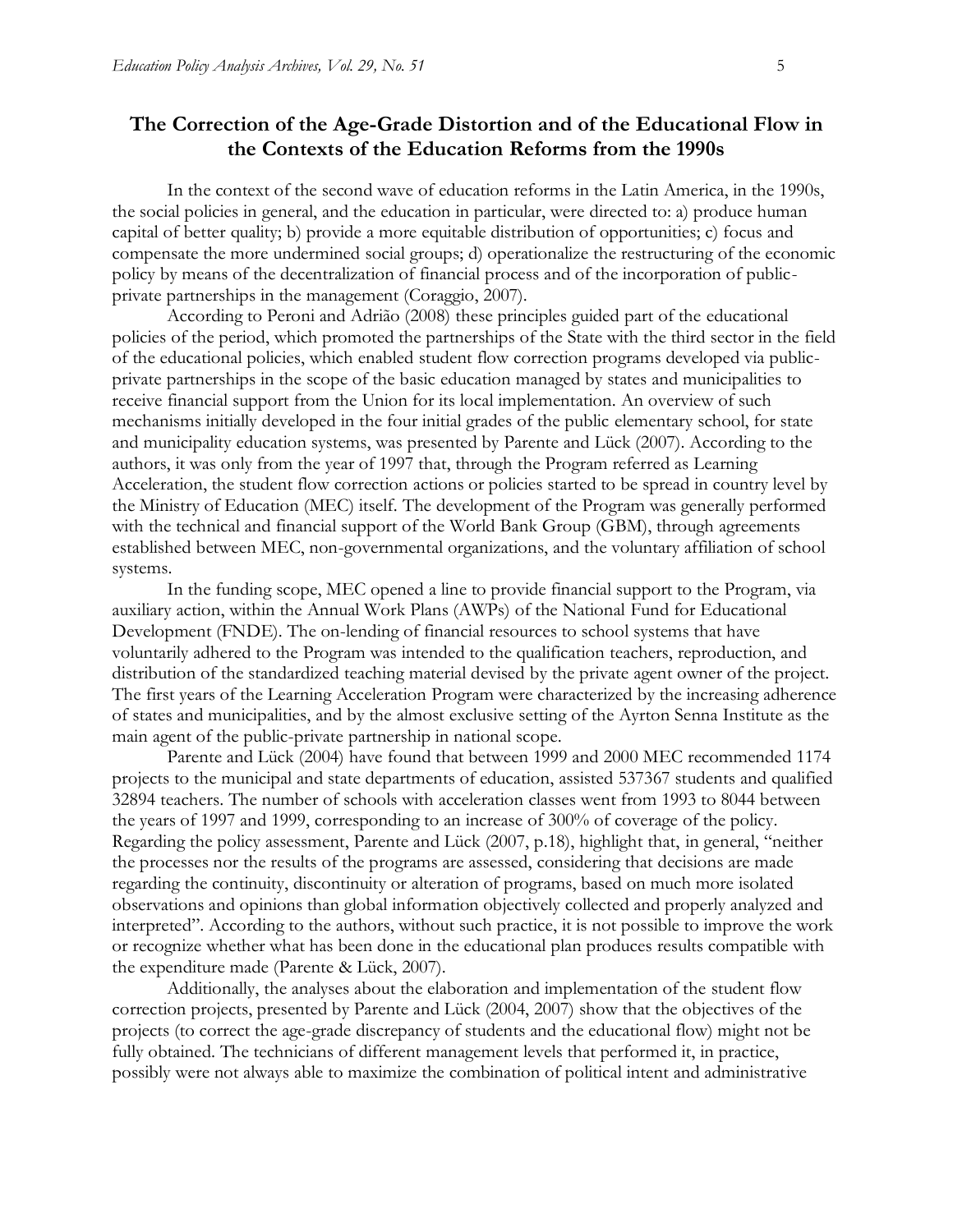## The Correction of the Age-Grade Distortion and of the Educational Flow in the Contexts of the Education Reforms from the 1990s

In the context of the second wave of education reforms in the Latin America, in the 1990s, the social policies in general, and the education in particular, were directed to: a) produce human capital of better quality; b) provide a more equitable distribution of opportunities; c) focus and compensate the more undermined social groups; d) operationalize the restructuring of the economic policy by means of the decentralization of financial process and of the incorporation of public-private partnerships in the management (Coraggio, 2007).

According to Peroni and Adrião (2008) these principles guided part of the educational policies of the period, which promoted the partnerships of the State with the third sector in the field of the educational policies, which enabled student flow correction programs developed via public-private partnerships in the scope of the basic education managed by states and municipalities to receive financial support from the Union for its local implementation. An overview of such mechanisms initially developed in the four initial grades of the public elementary school, for state and municipality education systems, was presented by Parente and Lück (2007). According to the authors, it was only from the year of 1997 that, through the Program referred as Learning Acceleration, the student flow correction actions or policies started to be spread in country level by the Ministry of Education (MEC) itself. The development of the Program was generally performed with the technical and financial support of the World Bank Group (GBM), through agreements established between MEC, non-governmental organizations, and the voluntary affiliation of school systems.

In the funding scope, MEC opened a line to provide financial support to the Program, via auxiliary action, within the Annual Work Plans (AWPs) of the National Fund for Educational Development (FNDE). The on-lending of financial resources to school systems that have voluntarily adhered to the Program was intended to the qualification teachers, reproduction, and distribution of the standardized teaching material devised by the private agent owner of the project. The first years of the Learning Acceleration Program were characterized by the increasing adherence of states and municipalities, and by the almost exclusive setting of the Ayrton Senna Institute as the main agent of the public-private partnership in national scope.

Parente and Lück (2004) have found that between 1999 and 2000 MEC recommended 1174 projects to the municipal and state departments of education, assisted 537367 students and qualified 32894 teachers. The number of schools with acceleration classes went from 1993 to 8044 between the years of 1997 and 1999, corresponding to an increase of 300% of coverage of the policy. Regarding the policy assessment, Parente and Lück (2007, p.18), highlight that, in general, "neither the processes nor the results of the programs are assessed, considering that decisions are made regarding the continuity, discontinuity or alteration of programs, based on much more isolated observations and opinions than global information objectively collected and properly analyzed and interpreted". According to the authors, without such practice, it is not possible to improve the work or recognize whether what has been done in the educational plan produces results compatible with the expenditure made (Parente & Lück, 2007).

Additionally, the analyses about the elaboration and implementation of the student flow correction projects, presented by Parente and Lück (2004, 2007) show that the objectives of the projects (to correct the age-grade discrepancy of students and the educational flow) might not be fully obtained. The technicians of different management levels that performed it, in practice, possibly were not always able to maximize the combination of political intent and administrative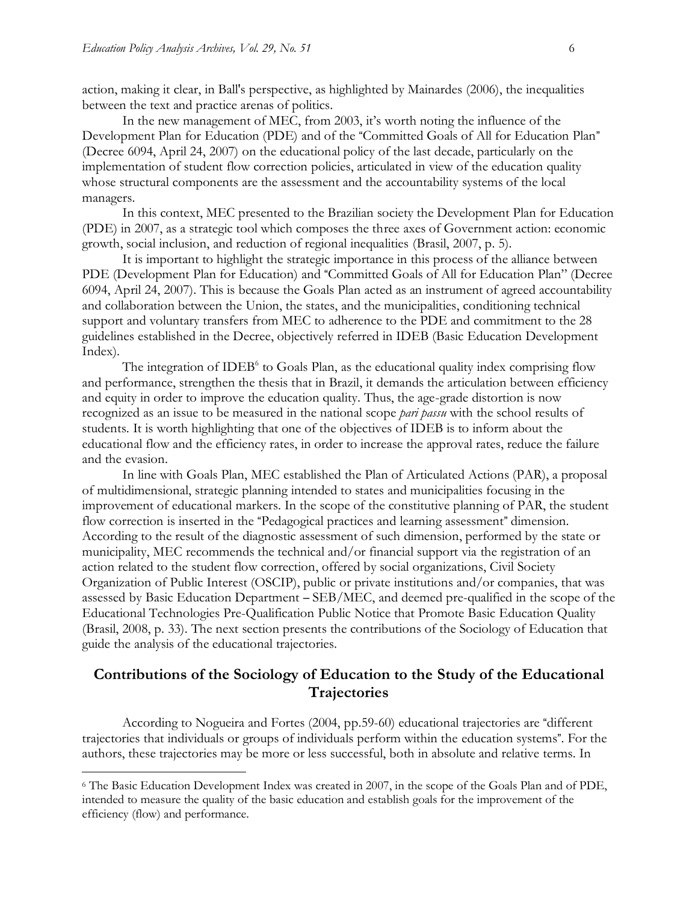action, making it clear, in Ball's perspective, as highlighted by Mainardes (2006), the inequalities between the text and practice arenas of politics.

In the new management of MEC, from 2003, it's worth noting the influence of the Development Plan for Education (PDE) and of the "Committed Goals of All for Education Plan" (Decree 6094, April 24, 2007) on the educational policy of the last decade, particularly on the implementation of student flow correction policies, articulated in view of the education quality whose structural components are the assessment and the accountability systems of the local managers.

In this context, MEC presented to the Brazilian society the Development Plan for Education (PDE) in 2007, as a strategic tool which composes the three axes of Government action: economic growth, social inclusion, and reduction of regional inequalities (Brasil, 2007, p. 5).

It is important to highlight the strategic importance in this process of the alliance between PDE (Development Plan for Education) and "Committed Goals of All for Education Plan" (Decree 6094, April 24, 2007). This is because the Goals Plan acted as an instrument of agreed accountability and collaboration between the Union, the states, and the municipalities, conditioning technical support and voluntary transfers from MEC to adherence to the PDE and commitment to the 28 guidelines established in the Decree, objectively referred in IDEB (Basic Education Development Index).

The integration of IDEB[6] to Goals Plan, as the educational quality index comprising flow and performance, strengthen the thesis that in Brazil, it demands the articulation between efficiency and equity in order to improve the education quality. Thus, the age-grade distortion is now recognized as an issue to be measured in the national scope *pari passu* with the school results of students. It is worth highlighting that one of the objectives of IDEB is to inform about the educational flow and the efficiency rates, in order to increase the approval rates, reduce the failure and the evasion.

In line with Goals Plan, MEC established the Plan of Articulated Actions (PAR), a proposal of multidimensional, strategic planning intended to states and municipalities focusing in the improvement of educational markers. In the scope of the constitutive planning of PAR, the student flow correction is inserted in the "Pedagogical practices and learning assessment" dimension. According to the result of the diagnostic assessment of such dimension, performed by the state or municipality, MEC recommends the technical and/or financial support via the registration of an action related to the student flow correction, offered by social organizations, Civil Society Organization of Public Interest (OSCIP), public or private institutions and/or companies, that was assessed by Basic Education Department – SEB/MEC, and deemed pre-qualified in the scope of the Educational Technologies Pre-Qualification Public Notice that Promote Basic Education Quality (Brasil, 2008, p. 33). The next section presents the contributions of the Sociology of Education that guide the analysis of the educational trajectories.

## Contributions of the Sociology of Education to the Study of the Educational Trajectories

According to Nogueira and Fortes (2004, pp.59-60) educational trajectories are "different trajectories that individuals or groups of individuals perform within the education systems". For the authors, these trajectories may be more or less successful, both in absolute and relative terms. In

---

[6] The Basic Education Development Index was created in 2007, in the scope of the Goals Plan and of PDE, intended to measure the quality of the basic education and establish goals for the improvement of the efficiency (flow) and performance.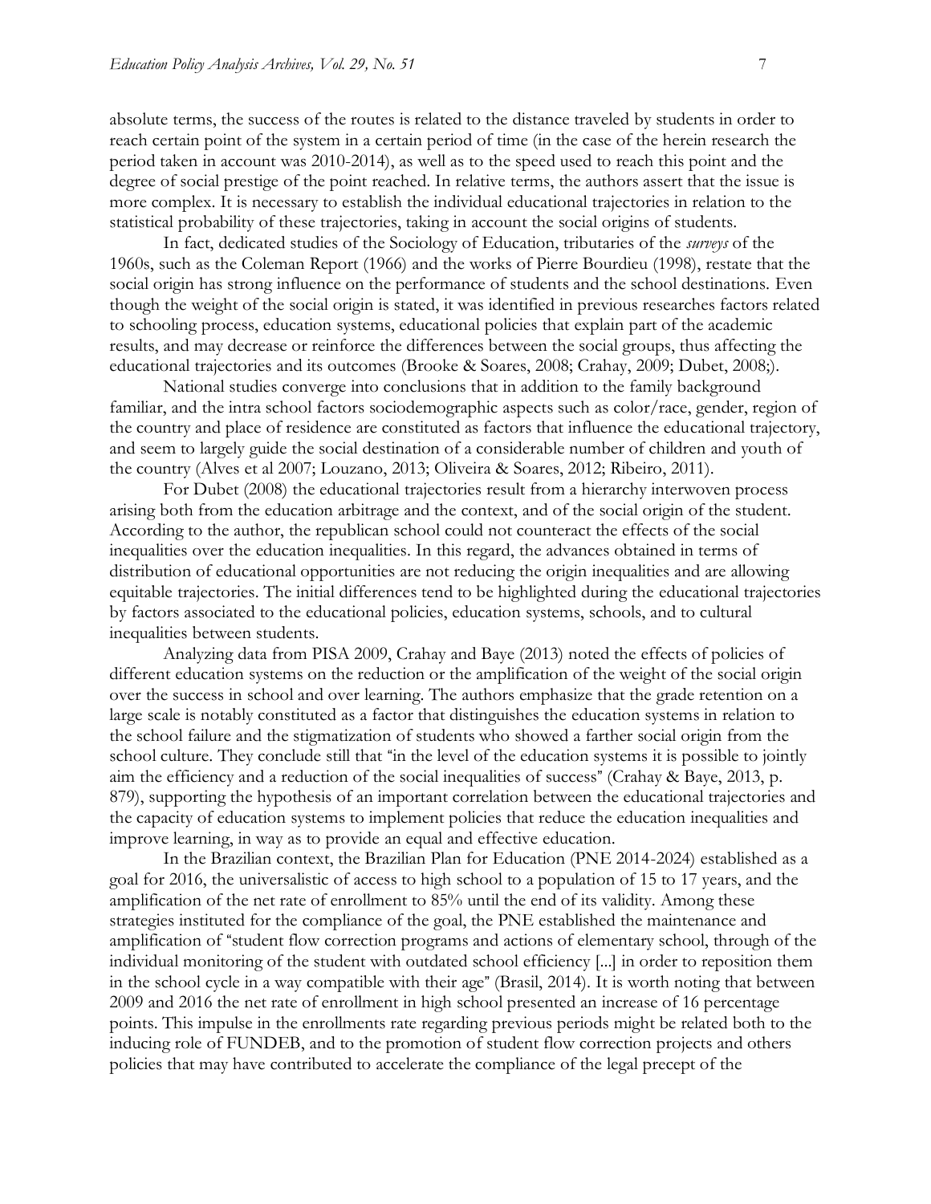absolute terms, the success of the routes is related to the distance traveled by students in order to reach certain point of the system in a certain period of time (in the case of the herein research the period taken in account was 2010-2014), as well as to the speed used to reach this point and the degree of social prestige of the point reached. In relative terms, the authors assert that the issue is more complex. It is necessary to establish the individual educational trajectories in relation to the statistical probability of these trajectories, taking in account the social origins of students.

In fact, dedicated studies of the Sociology of Education, tributaries of the *surveys* of the 1960s, such as the Coleman Report (1966) and the works of Pierre Bourdieu (1998), restate that the social origin has strong influence on the performance of students and the school destinations. Even though the weight of the social origin is stated, it was identified in previous researches factors related to schooling process, education systems, educational policies that explain part of the academic results, and may decrease or reinforce the differences between the social groups, thus affecting the educational trajectories and its outcomes (Brooke & Soares, 2008; Crahay, 2009; Dubet, 2008;).

National studies converge into conclusions that in addition to the family background familiar, and the intra school factors sociodemographic aspects such as color/race, gender, region of the country and place of residence are constituted as factors that influence the educational trajectory, and seem to largely guide the social destination of a considerable number of children and youth of the country (Alves et al 2007; Louzano, 2013; Oliveira & Soares, 2012; Ribeiro, 2011).

For Dubet (2008) the educational trajectories result from a hierarchy interwoven process arising both from the education arbitrage and the context, and of the social origin of the student. According to the author, the republican school could not counteract the effects of the social inequalities over the education inequalities. In this regard, the advances obtained in terms of distribution of educational opportunities are not reducing the origin inequalities and are allowing equitable trajectories. The initial differences tend to be highlighted during the educational trajectories by factors associated to the educational policies, education systems, schools, and to cultural inequalities between students.

Analyzing data from PISA 2009, Crahay and Baye (2013) noted the effects of policies of different education systems on the reduction or the amplification of the weight of the social origin over the success in school and over learning. The authors emphasize that the grade retention on a large scale is notably constituted as a factor that distinguishes the education systems in relation to the school failure and the stigmatization of students who showed a farther social origin from the school culture. They conclude still that "in the level of the education systems it is possible to jointly aim the efficiency and a reduction of the social inequalities of success" (Crahay & Baye, 2013, p. 879), supporting the hypothesis of an important correlation between the educational trajectories and the capacity of education systems to implement policies that reduce the education inequalities and improve learning, in way as to provide an equal and effective education.

In the Brazilian context, the Brazilian Plan for Education (PNE 2014-2024) established as a goal for 2016, the universalistic of access to high school to a population of 15 to 17 years, and the amplification of the net rate of enrollment to 85% until the end of its validity. Among these strategies instituted for the compliance of the goal, the PNE established the maintenance and amplification of "student flow correction programs and actions of elementary school, through of the individual monitoring of the student with outdated school efficiency [...] in order to reposition them in the school cycle in a way compatible with their age" (Brasil, 2014). It is worth noting that between 2009 and 2016 the net rate of enrollment in high school presented an increase of 16 percentage points. This impulse in the enrollments rate regarding previous periods might be related both to the inducing role of FUNDEB, and to the promotion of student flow correction projects and others policies that may have contributed to accelerate the compliance of the legal precept of the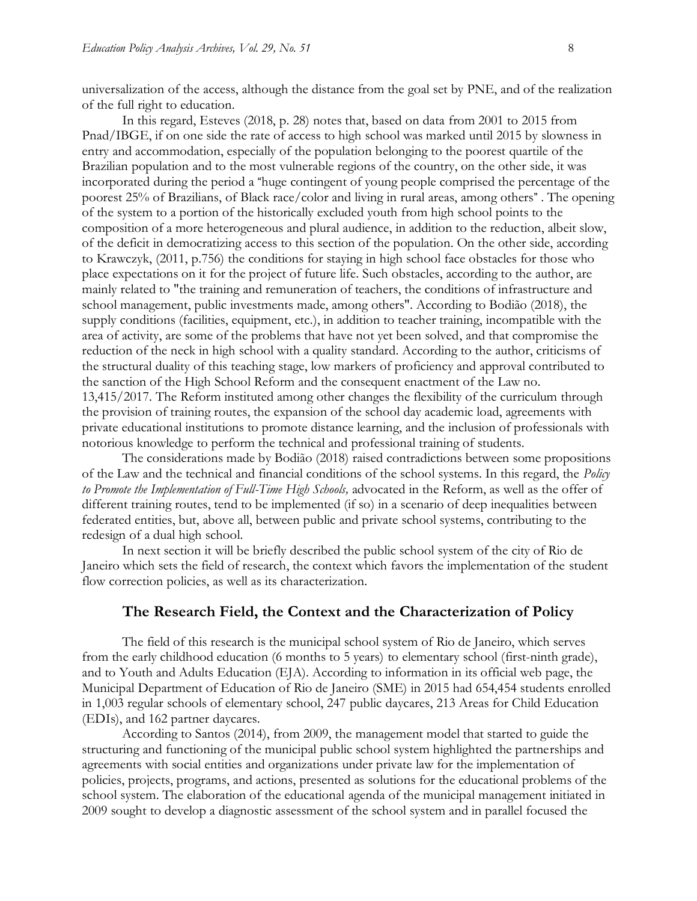universalization of the access, although the distance from the goal set by PNE, and of the realization of the full right to education.

In this regard, Esteves (2018, p. 28) notes that, based on data from 2001 to 2015 from Pnad/IBGE, if on one side the rate of access to high school was marked until 2015 by slowness in entry and accommodation, especially of the population belonging to the poorest quartile of the Brazilian population and to the most vulnerable regions of the country, on the other side, it was incorporated during the period a "huge contingent of young people comprised the percentage of the poorest 25% of Brazilians, of Black race/color and living in rural areas, among others" . The opening of the system to a portion of the historically excluded youth from high school points to the composition of a more heterogeneous and plural audience, in addition to the reduction, albeit slow, of the deficit in democratizing access to this section of the population. On the other side, according to Krawczyk, (2011, p.756) the conditions for staying in high school face obstacles for those who place expectations on it for the project of future life. Such obstacles, according to the author, are mainly related to "the training and remuneration of teachers, the conditions of infrastructure and school management, public investments made, among others". According to Bodião (2018), the supply conditions (facilities, equipment, etc.), in addition to teacher training, incompatible with the area of activity, are some of the problems that have not yet been solved, and that compromise the reduction of the neck in high school with a quality standard. According to the author, criticisms of the structural duality of this teaching stage, low markers of proficiency and approval contributed to the sanction of the High School Reform and the consequent enactment of the Law no. 13,415/2017. The Reform instituted among other changes the flexibility of the curriculum through the provision of training routes, the expansion of the school day academic load, agreements with private educational institutions to promote distance learning, and the inclusion of professionals with notorious knowledge to perform the technical and professional training of students.

The considerations made by Bodião (2018) raised contradictions between some propositions of the Law and the technical and financial conditions of the school systems. In this regard, the *Policy to Promote the Implementation of Full-Time High Schools,* advocated in the Reform, as well as the offer of different training routes, tend to be implemented (if so) in a scenario of deep inequalities between federated entities, but, above all, between public and private school systems, contributing to the redesign of a dual high school.

In next section it will be briefly described the public school system of the city of Rio de Janeiro which sets the field of research, the context which favors the implementation of the student flow correction policies, as well as its characterization.

## The Research Field, the Context and the Characterization of Policy

The field of this research is the municipal school system of Rio de Janeiro, which serves from the early childhood education (6 months to 5 years) to elementary school (first-ninth grade), and to Youth and Adults Education (EJA). According to information in its official web page, the Municipal Department of Education of Rio de Janeiro (SME) in 2015 had 654,454 students enrolled in 1,003 regular schools of elementary school, 247 public daycares, 213 Areas for Child Education (EDIs), and 162 partner daycares.

According to Santos (2014), from 2009, the management model that started to guide the structuring and functioning of the municipal public school system highlighted the partnerships and agreements with social entities and organizations under private law for the implementation of policies, projects, programs, and actions, presented as solutions for the educational problems of the school system. The elaboration of the educational agenda of the municipal management initiated in 2009 sought to develop a diagnostic assessment of the school system and in parallel focused the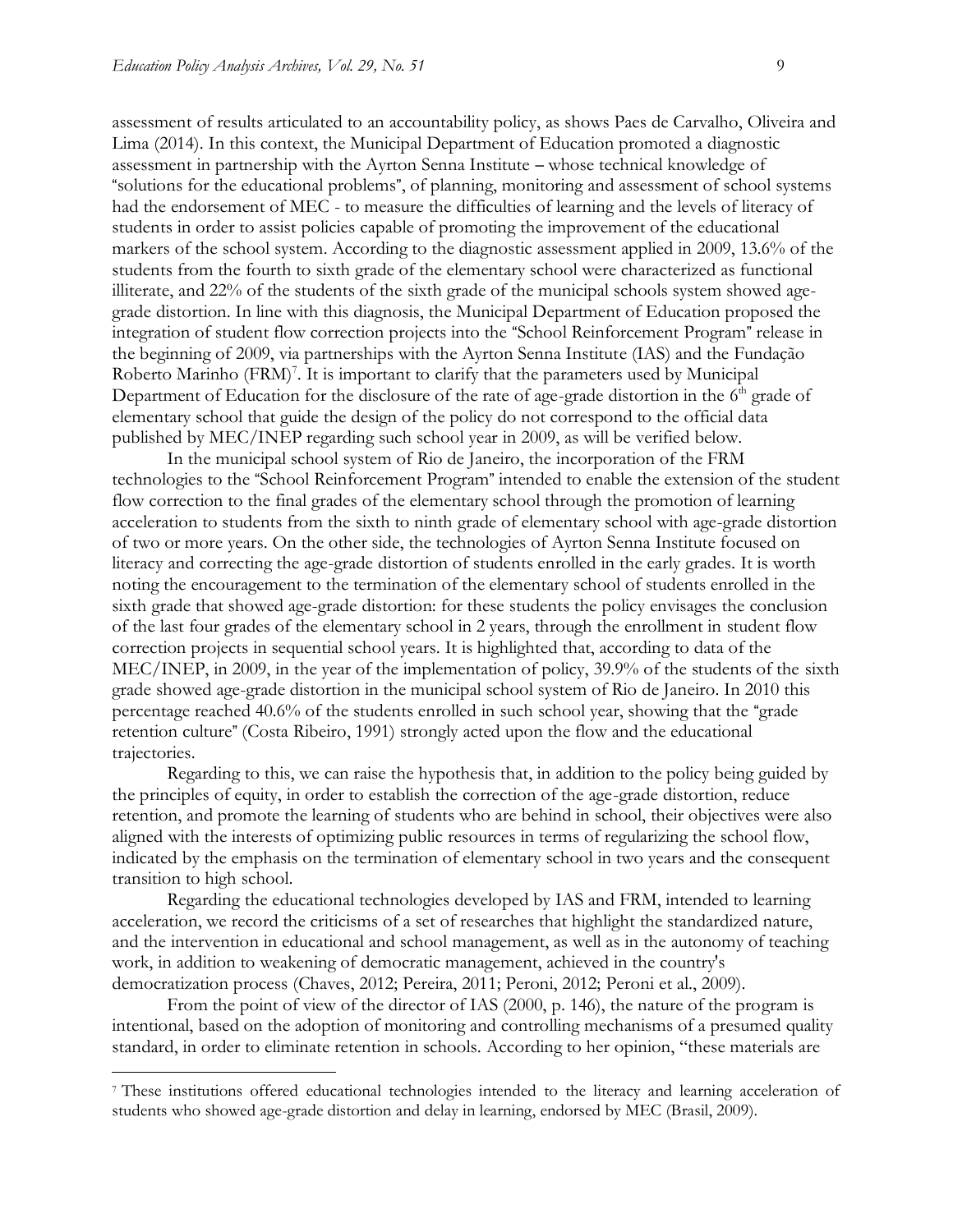assessment of results articulated to an accountability policy, as shows Paes de Carvalho, Oliveira and Lima (2014). In this context, the Municipal Department of Education promoted a diagnostic assessment in partnership with the Ayrton Senna Institute – whose technical knowledge of "solutions for the educational problems", of planning, monitoring and assessment of school systems had the endorsement of MEC - to measure the difficulties of learning and the levels of literacy of students in order to assist policies capable of promoting the improvement of the educational markers of the school system. According to the diagnostic assessment applied in 2009, 13.6% of the students from the fourth to sixth grade of the elementary school were characterized as functional illiterate, and 22% of the students of the sixth grade of the municipal schools system showed age-grade distortion. In line with this diagnosis, the Municipal Department of Education proposed the integration of student flow correction projects into the "School Reinforcement Program" release in the beginning of 2009, via partnerships with the Ayrton Senna Institute (IAS) and the Fundação Roberto Marinho (FRM)[7]. It is important to clarify that the parameters used by Municipal Department of Education for the disclosure of the rate of age-grade distortion in the 6th grade of elementary school that guide the design of the policy do not correspond to the official data published by MEC/INEP regarding such school year in 2009, as will be verified below.

In the municipal school system of Rio de Janeiro, the incorporation of the FRM technologies to the "School Reinforcement Program" intended to enable the extension of the student flow correction to the final grades of the elementary school through the promotion of learning acceleration to students from the sixth to ninth grade of elementary school with age-grade distortion of two or more years. On the other side, the technologies of Ayrton Senna Institute focused on literacy and correcting the age-grade distortion of students enrolled in the early grades. It is worth noting the encouragement to the termination of the elementary school of students enrolled in the sixth grade that showed age-grade distortion: for these students the policy envisages the conclusion of the last four grades of the elementary school in 2 years, through the enrollment in student flow correction projects in sequential school years. It is highlighted that, according to data of the MEC/INEP, in 2009, in the year of the implementation of policy, 39.9% of the students of the sixth grade showed age-grade distortion in the municipal school system of Rio de Janeiro. In 2010 this percentage reached 40.6% of the students enrolled in such school year, showing that the "grade retention culture" (Costa Ribeiro, 1991) strongly acted upon the flow and the educational trajectories.

Regarding to this, we can raise the hypothesis that, in addition to the policy being guided by the principles of equity, in order to establish the correction of the age-grade distortion, reduce retention, and promote the learning of students who are behind in school, their objectives were also aligned with the interests of optimizing public resources in terms of regularizing the school flow, indicated by the emphasis on the termination of elementary school in two years and the consequent transition to high school.

Regarding the educational technologies developed by IAS and FRM, intended to learning acceleration, we record the criticisms of a set of researches that highlight the standardized nature, and the intervention in educational and school management, as well as in the autonomy of teaching work, in addition to weakening of democratic management, achieved in the country's democratization process (Chaves, 2012; Pereira, 2011; Peroni, 2012; Peroni et al., 2009).

From the point of view of the director of IAS (2000, p. 146), the nature of the program is intentional, based on the adoption of monitoring and controlling mechanisms of a presumed quality standard, in order to eliminate retention in schools. According to her opinion, "these materials are

---

[7] These institutions offered educational technologies intended to the literacy and learning acceleration of students who showed age-grade distortion and delay in learning, endorsed by MEC (Brasil, 2009).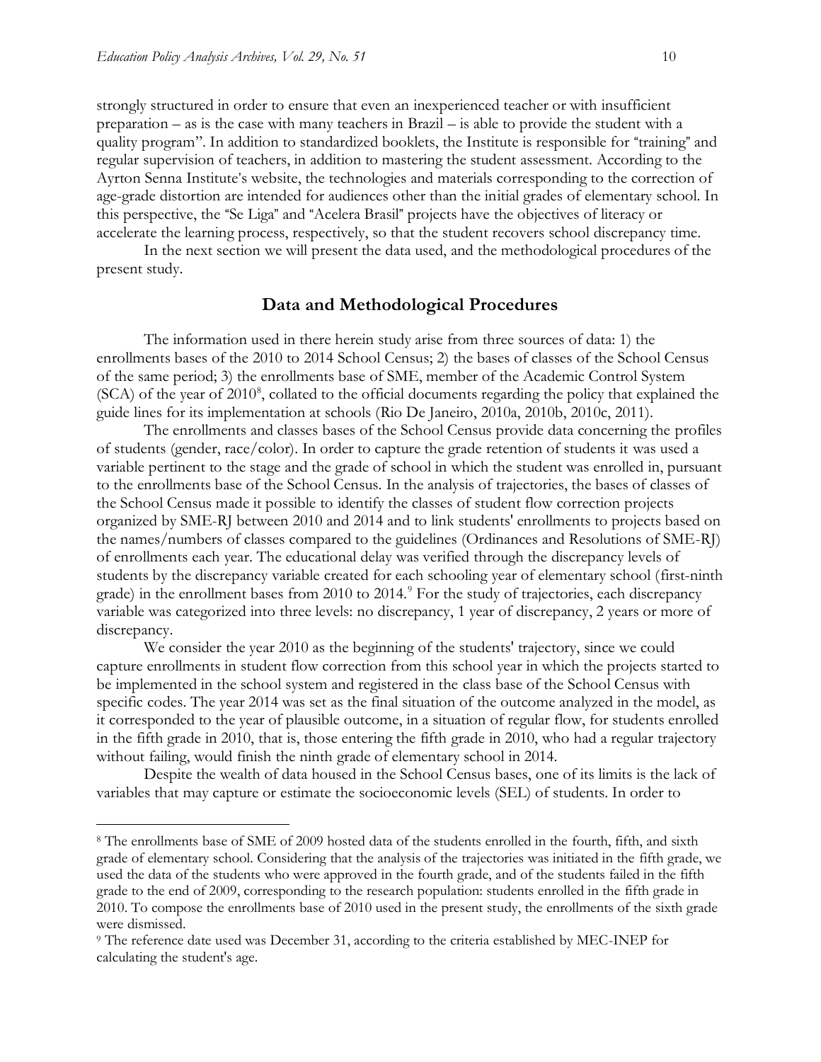strongly structured in order to ensure that even an inexperienced teacher or with insufficient preparation – as is the case with many teachers in Brazil – is able to provide the student with a quality program". In addition to standardized booklets, the Institute is responsible for "training" and regular supervision of teachers, in addition to mastering the student assessment. According to the Ayrton Senna Institute's website, the technologies and materials corresponding to the correction of age-grade distortion are intended for audiences other than the initial grades of elementary school. In this perspective, the "Se Liga" and "Acelera Brasil" projects have the objectives of literacy or accelerate the learning process, respectively, so that the student recovers school discrepancy time.

In the next section we will present the data used, and the methodological procedures of the present study.

## Data and Methodological Procedures

The information used in there herein study arise from three sources of data: 1) the enrollments bases of the 2010 to 2014 School Census; 2) the bases of classes of the School Census of the same period; 3) the enrollments base of SME, member of the Academic Control System (SCA) of the year of 2010[8], collated to the official documents regarding the policy that explained the guide lines for its implementation at schools (Rio De Janeiro, 2010a, 2010b, 2010c, 2011).

The enrollments and classes bases of the School Census provide data concerning the profiles of students (gender, race/color). In order to capture the grade retention of students it was used a variable pertinent to the stage and the grade of school in which the student was enrolled in, pursuant to the enrollments base of the School Census. In the analysis of trajectories, the bases of classes of the School Census made it possible to identify the classes of student flow correction projects organized by SME-RJ between 2010 and 2014 and to link students' enrollments to projects based on the names/numbers of classes compared to the guidelines (Ordinances and Resolutions of SME-RJ) of enrollments each year. The educational delay was verified through the discrepancy levels of students by the discrepancy variable created for each schooling year of elementary school (first-ninth grade) in the enrollment bases from 2010 to 2014.[9] For the study of trajectories, each discrepancy variable was categorized into three levels: no discrepancy, 1 year of discrepancy, 2 years or more of discrepancy.

We consider the year 2010 as the beginning of the students' trajectory, since we could capture enrollments in student flow correction from this school year in which the projects started to be implemented in the school system and registered in the class base of the School Census with specific codes. The year 2014 was set as the final situation of the outcome analyzed in the model, as it corresponded to the year of plausible outcome, in a situation of regular flow, for students enrolled in the fifth grade in 2010, that is, those entering the fifth grade in 2010, who had a regular trajectory without failing, would finish the ninth grade of elementary school in 2014.

Despite the wealth of data housed in the School Census bases, one of its limits is the lack of variables that may capture or estimate the socioeconomic levels (SEL) of students. In order to

---

[8] The enrollments base of SME of 2009 hosted data of the students enrolled in the fourth, fifth, and sixth grade of elementary school. Considering that the analysis of the trajectories was initiated in the fifth grade, we used the data of the students who were approved in the fourth grade, and of the students failed in the fifth grade to the end of 2009, corresponding to the research population: students enrolled in the fifth grade in 2010. To compose the enrollments base of 2010 used in the present study, the enrollments of the sixth grade were dismissed.

[9] The reference date used was December 31, according to the criteria established by MEC-INEP for calculating the student's age.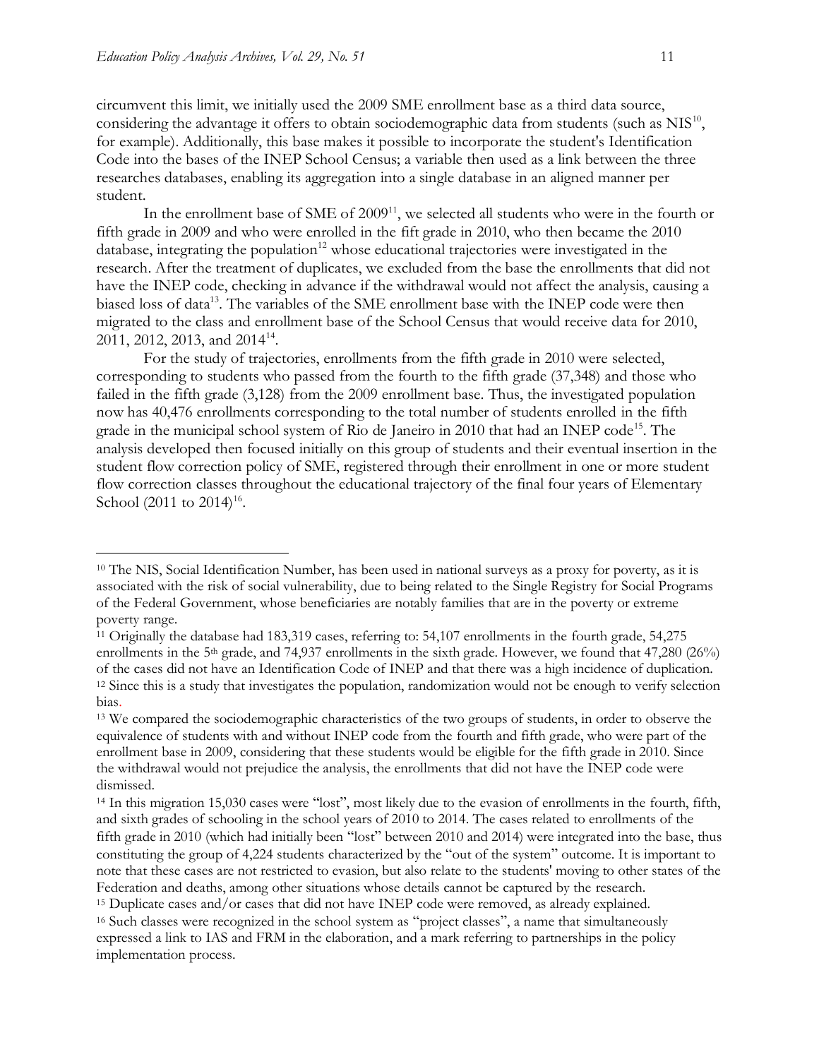circumvent this limit, we initially used the 2009 SME enrollment base as a third data source, considering the advantage it offers to obtain sociodemographic data from students (such as NIS[10], for example). Additionally, this base makes it possible to incorporate the student's Identification Code into the bases of the INEP School Census; a variable then used as a link between the three researches databases, enabling its aggregation into a single database in an aligned manner per student.

In the enrollment base of SME of 2009[11], we selected all students who were in the fourth or fifth grade in 2009 and who were enrolled in the fift grade in 2010, who then became the 2010 database, integrating the population[12] whose educational trajectories were investigated in the research. After the treatment of duplicates, we excluded from the base the enrollments that did not have the INEP code, checking in advance if the withdrawal would not affect the analysis, causing a biased loss of data[13]. The variables of the SME enrollment base with the INEP code were then migrated to the class and enrollment base of the School Census that would receive data for 2010, 2011, 2012, 2013, and 2014[14].

For the study of trajectories, enrollments from the fifth grade in 2010 were selected, corresponding to students who passed from the fourth to the fifth grade (37,348) and those who failed in the fifth grade (3,128) from the 2009 enrollment base. Thus, the investigated population now has 40,476 enrollments corresponding to the total number of students enrolled in the fifth grade in the municipal school system of Rio de Janeiro in 2010 that had an INEP code[15]. The analysis developed then focused initially on this group of students and their eventual insertion in the student flow correction policy of SME, registered through their enrollment in one or more student flow correction classes throughout the educational trajectory of the final four years of Elementary School (2011 to 2014)[16].

---

[10] The NIS, Social Identification Number, has been used in national surveys as a proxy for poverty, as it is associated with the risk of social vulnerability, due to being related to the Single Registry for Social Programs of the Federal Government, whose beneficiaries are notably families that are in the poverty or extreme poverty range.

[11] Originally the database had 183,319 cases, referring to: 54,107 enrollments in the fourth grade, 54,275 enrollments in the 5th grade, and 74,937 enrollments in the sixth grade. However, we found that 47,280 (26%) of the cases did not have an Identification Code of INEP and that there was a high incidence of duplication.

[12] Since this is a study that investigates the population, randomization would not be enough to verify selection bias.

[13] We compared the sociodemographic characteristics of the two groups of students, in order to observe the equivalence of students with and without INEP code from the fourth and fifth grade, who were part of the enrollment base in 2009, considering that these students would be eligible for the fifth grade in 2010. Since the withdrawal would not prejudice the analysis, the enrollments that did not have the INEP code were dismissed.

[14] In this migration 15,030 cases were "lost", most likely due to the evasion of enrollments in the fourth, fifth, and sixth grades of schooling in the school years of 2010 to 2014. The cases related to enrollments of the fifth grade in 2010 (which had initially been "lost" between 2010 and 2014) were integrated into the base, thus constituting the group of 4,224 students characterized by the "out of the system" outcome. It is important to note that these cases are not restricted to evasion, but also relate to the students' moving to other states of the Federation and deaths, among other situations whose details cannot be captured by the research.

[15] Duplicate cases and/or cases that did not have INEP code were removed, as already explained.

[16] Such classes were recognized in the school system as "project classes", a name that simultaneously expressed a link to IAS and FRM in the elaboration, and a mark referring to partnerships in the policy implementation process.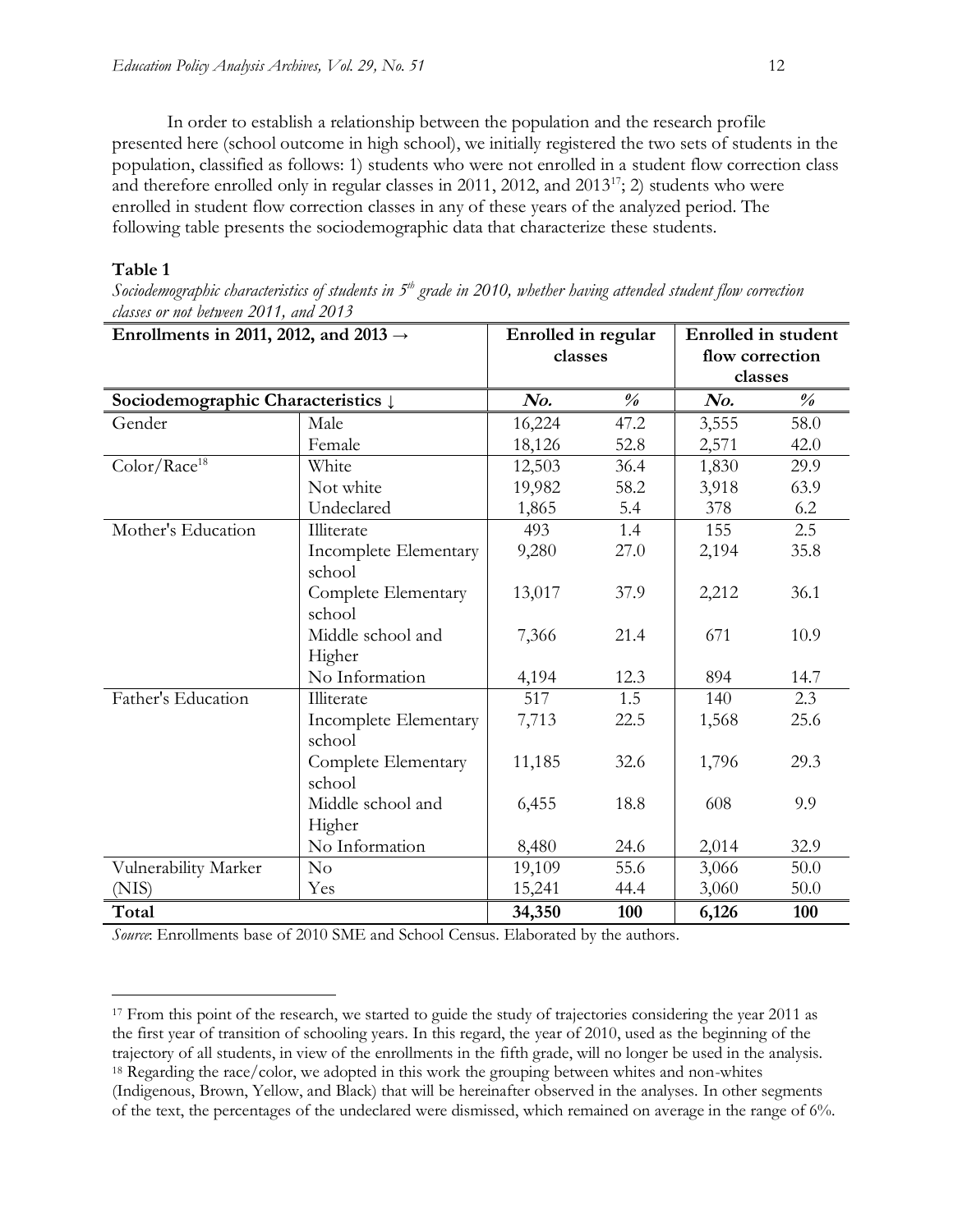In order to establish a relationship between the population and the research profile presented here (school outcome in high school), we initially registered the two sets of students in the population, classified as follows: 1) students who were not enrolled in a student flow correction class and therefore enrolled only in regular classes in 2011, 2012, and 2013[17]; 2) students who were enrolled in student flow correction classes in any of these years of the analyzed period. The following table presents the sociodemographic data that characterize these students.

**Table 1**

*Sociodemographic characteristics of students in 5th grade in 2010, whether having attended student flow correction classes or not between 2011, and 2013*

| **Enrollments in 2011, 2012, and 2013 →** | | **Enrolled in regular classes** | | **Enrolled in student flow correction classes** | |
|---|---|---|---|---|---|
| **Sociodemographic Characteristics ↓** | | ***No.*** | ***%*** | ***No.*** | ***%*** |
| Gender | Male | 16,224 | 47.2 | 3,555 | 58.0 |
| | Female | 18,126 | 52.8 | 2,571 | 42.0 |
| Color/Race[18] | White | 12,503 | 36.4 | 1,830 | 29.9 |
| | Not white | 19,982 | 58.2 | 3,918 | 63.9 |
| | Undeclared | 1,865 | 5.4 | 378 | 6.2 |
| Mother's Education | Illiterate | 493 | 1.4 | 155 | 2.5 |
| | Incomplete Elementary school | 9,280 | 27.0 | 2,194 | 35.8 |
| | Complete Elementary school | 13,017 | 37.9 | 2,212 | 36.1 |
| | Middle school and Higher | 7,366 | 21.4 | 671 | 10.9 |
| | No Information | 4,194 | 12.3 | 894 | 14.7 |
| Father's Education | Illiterate | 517 | 1.5 | 140 | 2.3 |
| | Incomplete Elementary school | 7,713 | 22.5 | 1,568 | 25.6 |
| | Complete Elementary school | 11,185 | 32.6 | 1,796 | 29.3 |
| | Middle school and Higher | 6,455 | 18.8 | 608 | 9.9 |
| | No Information | 8,480 | 24.6 | 2,014 | 32.9 |
| Vulnerability Marker (NIS) | No | 19,109 | 55.6 | 3,066 | 50.0 |
| | Yes | 15,241 | 44.4 | 3,060 | 50.0 |
| **Total** | | **34,350** | **100** | **6,126** | **100** |

*Source*: Enrollments base of 2010 SME and School Census. Elaborated by the authors.

[17] From this point of the research, we started to guide the study of trajectories considering the year 2011 as the first year of transition of schooling years. In this regard, the year of 2010, used as the beginning of the trajectory of all students, in view of the enrollments in the fifth grade, will no longer be used in the analysis.

[18] Regarding the race/color, we adopted in this work the grouping between whites and non-whites (Indigenous, Brown, Yellow, and Black) that will be hereinafter observed in the analyses. In other segments of the text, the percentages of the undeclared were dismissed, which remained on average in the range of 6%.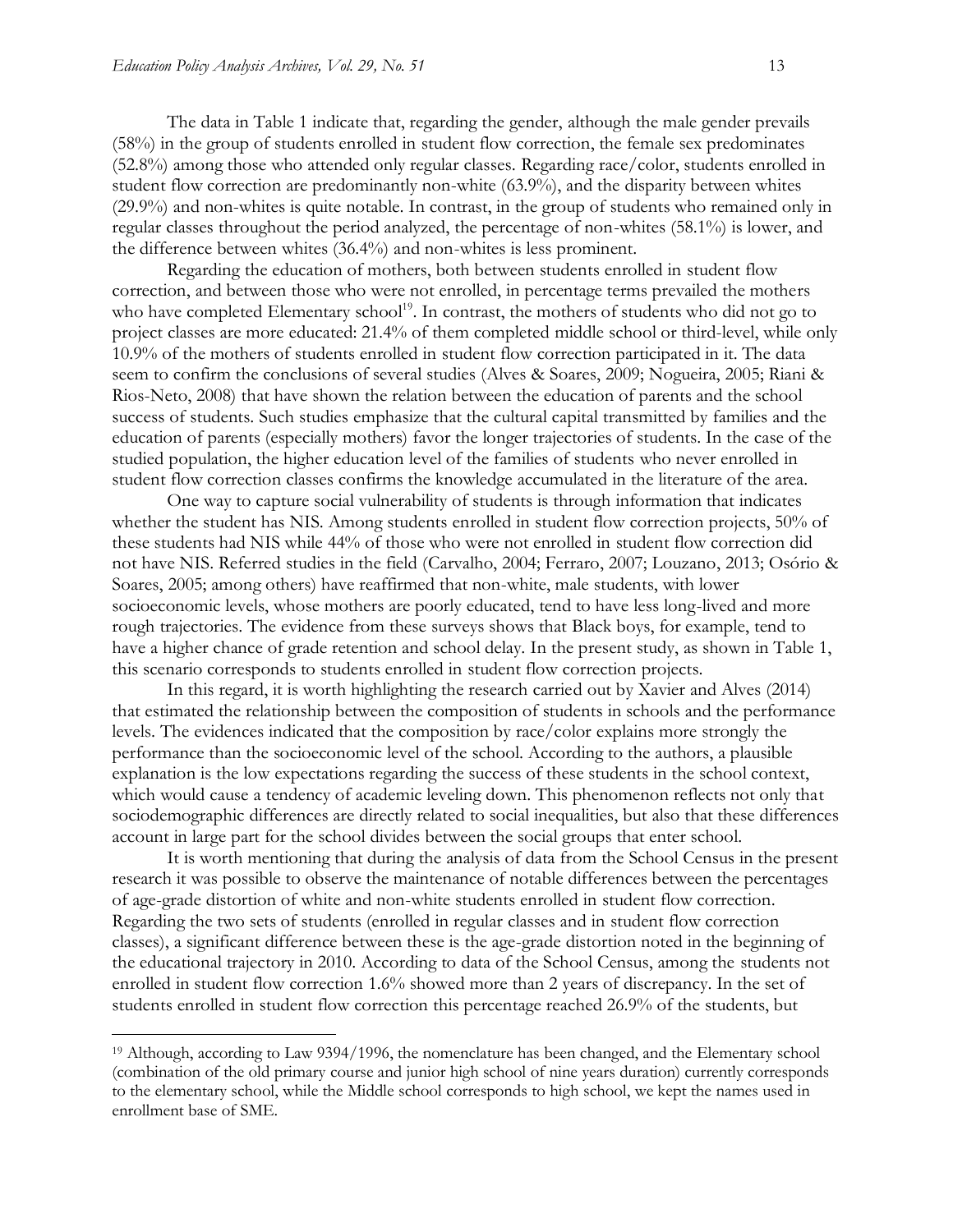The data in Table 1 indicate that, regarding the gender, although the male gender prevails (58%) in the group of students enrolled in student flow correction, the female sex predominates (52.8%) among those who attended only regular classes. Regarding race/color, students enrolled in student flow correction are predominantly non-white (63.9%), and the disparity between whites (29.9%) and non-whites is quite notable. In contrast, in the group of students who remained only in regular classes throughout the period analyzed, the percentage of non-whites (58.1%) is lower, and the difference between whites (36.4%) and non-whites is less prominent.

Regarding the education of mothers, both between students enrolled in student flow correction, and between those who were not enrolled, in percentage terms prevailed the mothers who have completed Elementary school[19]. In contrast, the mothers of students who did not go to project classes are more educated: 21.4% of them completed middle school or third-level, while only 10.9% of the mothers of students enrolled in student flow correction participated in it. The data seem to confirm the conclusions of several studies (Alves & Soares, 2009; Nogueira, 2005; Riani & Rios-Neto, 2008) that have shown the relation between the education of parents and the school success of students. Such studies emphasize that the cultural capital transmitted by families and the education of parents (especially mothers) favor the longer trajectories of students. In the case of the studied population, the higher education level of the families of students who never enrolled in student flow correction classes confirms the knowledge accumulated in the literature of the area.

One way to capture social vulnerability of students is through information that indicates whether the student has NIS. Among students enrolled in student flow correction projects, 50% of these students had NIS while 44% of those who were not enrolled in student flow correction did not have NIS. Referred studies in the field (Carvalho, 2004; Ferraro, 2007; Louzano, 2013; Osório & Soares, 2005; among others) have reaffirmed that non-white, male students, with lower socioeconomic levels, whose mothers are poorly educated, tend to have less long-lived and more rough trajectories. The evidence from these surveys shows that Black boys, for example, tend to have a higher chance of grade retention and school delay. In the present study, as shown in Table 1, this scenario corresponds to students enrolled in student flow correction projects.

In this regard, it is worth highlighting the research carried out by Xavier and Alves (2014) that estimated the relationship between the composition of students in schools and the performance levels. The evidences indicated that the composition by race/color explains more strongly the performance than the socioeconomic level of the school. According to the authors, a plausible explanation is the low expectations regarding the success of these students in the school context, which would cause a tendency of academic leveling down. This phenomenon reflects not only that sociodemographic differences are directly related to social inequalities, but also that these differences account in large part for the school divides between the social groups that enter school.

It is worth mentioning that during the analysis of data from the School Census in the present research it was possible to observe the maintenance of notable differences between the percentages of age-grade distortion of white and non-white students enrolled in student flow correction. Regarding the two sets of students (enrolled in regular classes and in student flow correction classes), a significant difference between these is the age-grade distortion noted in the beginning of the educational trajectory in 2010. According to data of the School Census, among the students not enrolled in student flow correction 1.6% showed more than 2 years of discrepancy. In the set of students enrolled in student flow correction this percentage reached 26.9% of the students, but

[19] Although, according to Law 9394/1996, the nomenclature has been changed, and the Elementary school (combination of the old primary course and junior high school of nine years duration) currently corresponds to the elementary school, while the Middle school corresponds to high school, we kept the names used in enrollment base of SME.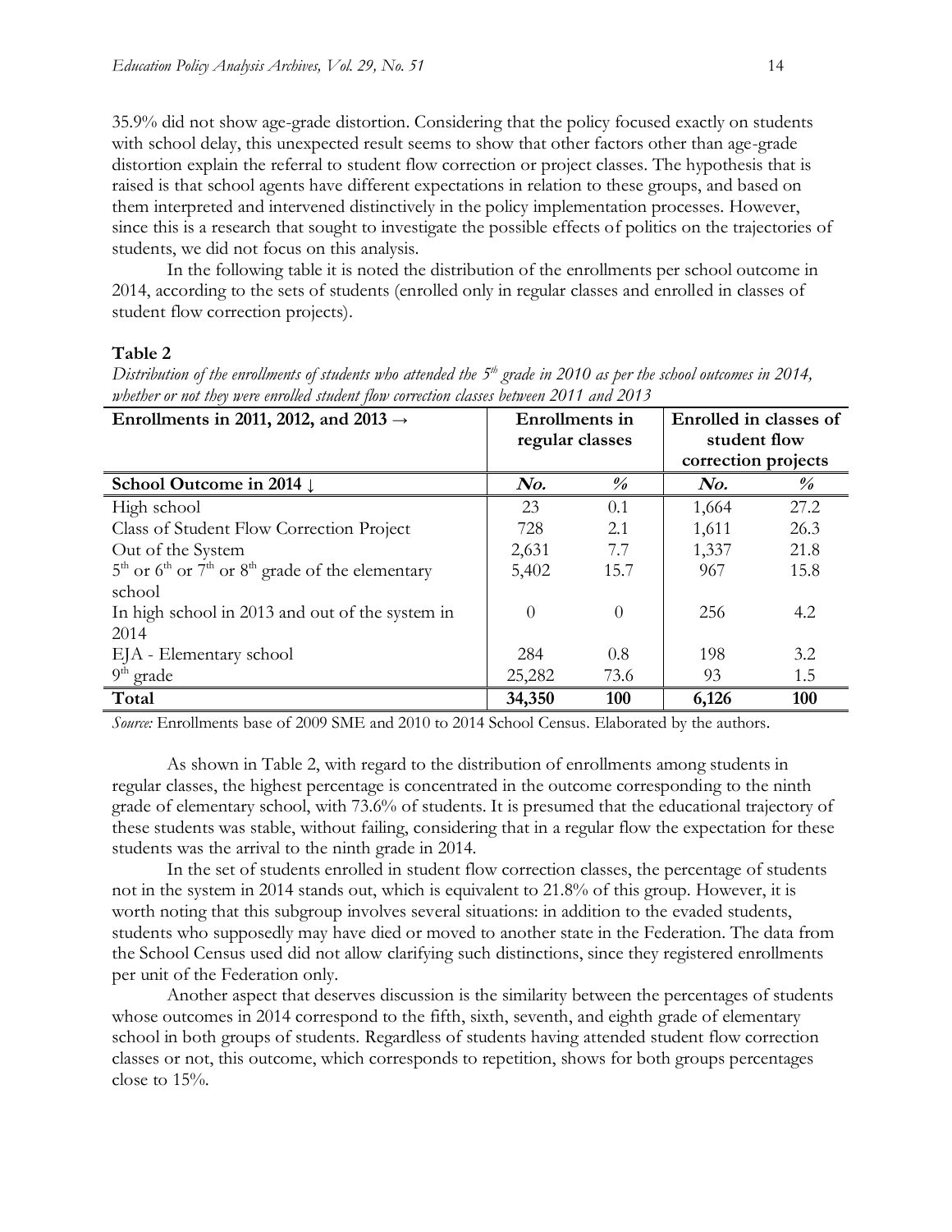35.9% did not show age-grade distortion. Considering that the policy focused exactly on students with school delay, this unexpected result seems to show that other factors other than age-grade distortion explain the referral to student flow correction or project classes. The hypothesis that is raised is that school agents have different expectations in relation to these groups, and based on them interpreted and intervened distinctively in the policy implementation processes. However, since this is a research that sought to investigate the possible effects of politics on the trajectories of students, we did not focus on this analysis.

In the following table it is noted the distribution of the enrollments per school outcome in 2014, according to the sets of students (enrolled only in regular classes and enrolled in classes of student flow correction projects).

**Table 2**

*Distribution of the enrollments of students who attended the 5th grade in 2010 as per the school outcomes in 2014, whether or not they were enrolled student flow correction classes between 2011 and 2013*

| Enrollments in 2011, 2012, and 2013 → | Enrollments in regular classes | | Enrolled in classes of student flow correction projects | |
|---|---|---|---|---|
| **School Outcome in 2014 ↓** | ***No.*** | ***%*** | ***No.*** | ***%*** |
| High school | 23 | 0.1 | 1,664 | 27.2 |
| Class of Student Flow Correction Project | 728 | 2.1 | 1,611 | 26.3 |
| Out of the System | 2,631 | 7.7 | 1,337 | 21.8 |
| 5th or 6th or 7th or 8th grade of the elementary school | 5,402 | 15.7 | 967 | 15.8 |
| In high school in 2013 and out of the system in 2014 | 0 | 0 | 256 | 4.2 |
| EJA - Elementary school | 284 | 0.8 | 198 | 3.2 |
| 9th grade | 25,282 | 73.6 | 93 | 1.5 |
| **Total** | **34,350** | **100** | **6,126** | **100** |

*Source:* Enrollments base of 2009 SME and 2010 to 2014 School Census. Elaborated by the authors.

As shown in Table 2, with regard to the distribution of enrollments among students in regular classes, the highest percentage is concentrated in the outcome corresponding to the ninth grade of elementary school, with 73.6% of students. It is presumed that the educational trajectory of these students was stable, without failing, considering that in a regular flow the expectation for these students was the arrival to the ninth grade in 2014.

In the set of students enrolled in student flow correction classes, the percentage of students not in the system in 2014 stands out, which is equivalent to 21.8% of this group. However, it is worth noting that this subgroup involves several situations: in addition to the evaded students, students who supposedly may have died or moved to another state in the Federation. The data from the School Census used did not allow clarifying such distinctions, since they registered enrollments per unit of the Federation only.

Another aspect that deserves discussion is the similarity between the percentages of students whose outcomes in 2014 correspond to the fifth, sixth, seventh, and eighth grade of elementary school in both groups of students. Regardless of students having attended student flow correction classes or not, this outcome, which corresponds to repetition, shows for both groups percentages close to 15%.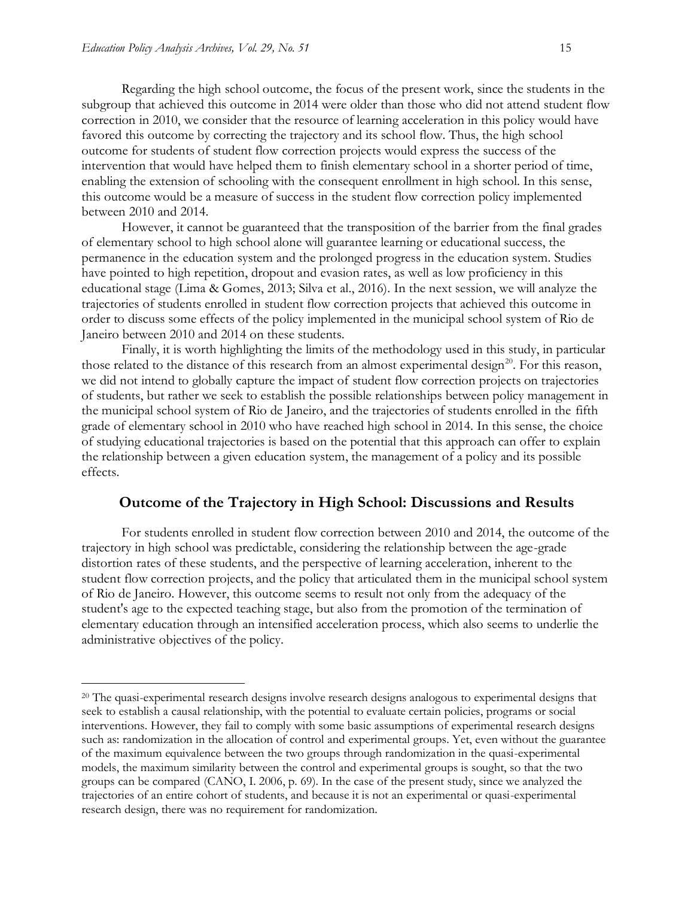Regarding the high school outcome, the focus of the present work, since the students in the subgroup that achieved this outcome in 2014 were older than those who did not attend student flow correction in 2010, we consider that the resource of learning acceleration in this policy would have favored this outcome by correcting the trajectory and its school flow. Thus, the high school outcome for students of student flow correction projects would express the success of the intervention that would have helped them to finish elementary school in a shorter period of time, enabling the extension of schooling with the consequent enrollment in high school. In this sense, this outcome would be a measure of success in the student flow correction policy implemented between 2010 and 2014.

However, it cannot be guaranteed that the transposition of the barrier from the final grades of elementary school to high school alone will guarantee learning or educational success, the permanence in the education system and the prolonged progress in the education system. Studies have pointed to high repetition, dropout and evasion rates, as well as low proficiency in this educational stage (Lima & Gomes, 2013; Silva et al., 2016). In the next session, we will analyze the trajectories of students enrolled in student flow correction projects that achieved this outcome in order to discuss some effects of the policy implemented in the municipal school system of Rio de Janeiro between 2010 and 2014 on these students.

Finally, it is worth highlighting the limits of the methodology used in this study, in particular those related to the distance of this research from an almost experimental design[20]. For this reason, we did not intend to globally capture the impact of student flow correction projects on trajectories of students, but rather we seek to establish the possible relationships between policy management in the municipal school system of Rio de Janeiro, and the trajectories of students enrolled in the fifth grade of elementary school in 2010 who have reached high school in 2014. In this sense, the choice of studying educational trajectories is based on the potential that this approach can offer to explain the relationship between a given education system, the management of a policy and its possible effects.

## Outcome of the Trajectory in High School: Discussions and Results

For students enrolled in student flow correction between 2010 and 2014, the outcome of the trajectory in high school was predictable, considering the relationship between the age-grade distortion rates of these students, and the perspective of learning acceleration, inherent to the student flow correction projects, and the policy that articulated them in the municipal school system of Rio de Janeiro. However, this outcome seems to result not only from the adequacy of the student's age to the expected teaching stage, but also from the promotion of the termination of elementary education through an intensified acceleration process, which also seems to underlie the administrative objectives of the policy.

---

[20] The quasi-experimental research designs involve research designs analogous to experimental designs that seek to establish a causal relationship, with the potential to evaluate certain policies, programs or social interventions. However, they fail to comply with some basic assumptions of experimental research designs such as: randomization in the allocation of control and experimental groups. Yet, even without the guarantee of the maximum equivalence between the two groups through randomization in the quasi-experimental models, the maximum similarity between the control and experimental groups is sought, so that the two groups can be compared (CANO, I. 2006, p. 69). In the case of the present study, since we analyzed the trajectories of an entire cohort of students, and because it is not an experimental or quasi-experimental research design, there was no requirement for randomization.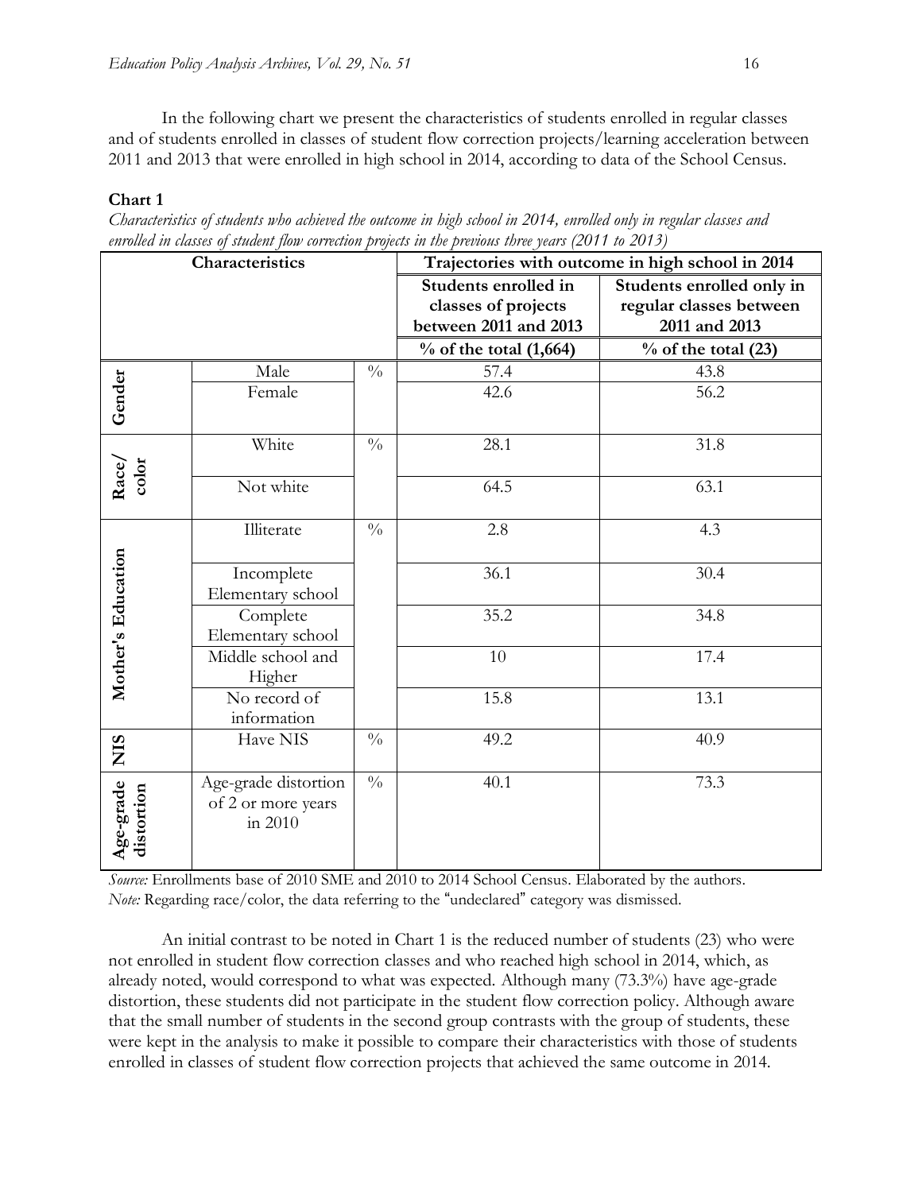In the following chart we present the characteristics of students enrolled in regular classes and of students enrolled in classes of student flow correction projects/learning acceleration between 2011 and 2013 that were enrolled in high school in 2014, according to data of the School Census.

**Chart 1**

*Characteristics of students who achieved the outcome in high school in 2014, enrolled only in regular classes and enrolled in classes of student flow correction projects in the previous three years (2011 to 2013)*

| Characteristics | | | Trajectories with outcome in high school in 2014 | |
|---|---|---|---|---|
| | | | **Students enrolled in classes of projects between 2011 and 2013** | **Students enrolled only in regular classes between 2011 and 2013** |
| | | | **% of the total (1,664)** | **% of the total (23)** |
| **Gender** | Male | % | 57.4 | 43.8 |
| | Female | | 42.6 | 56.2 |
| **Race/ color** | White | % | 28.1 | 31.8 |
| | Not white | | 64.5 | 63.1 |
| **Mother's Education** | Illiterate | % | 2.8 | 4.3 |
| | Incomplete Elementary school | | 36.1 | 30.4 |
| | Complete Elementary school | | 35.2 | 34.8 |
| | Middle school and Higher | | 10 | 17.4 |
| | No record of information | | 15.8 | 13.1 |
| **NIS** | Have NIS | % | 49.2 | 40.9 |
| **Age-grade distortion** | Age-grade distortion of 2 or more years in 2010 | % | 40.1 | 73.3 |

*Source:* Enrollments base of 2010 SME and 2010 to 2014 School Census. Elaborated by the authors.
*Note:* Regarding race/color, the data referring to the "undeclared" category was dismissed.

An initial contrast to be noted in Chart 1 is the reduced number of students (23) who were not enrolled in student flow correction classes and who reached high school in 2014, which, as already noted, would correspond to what was expected. Although many (73.3%) have age-grade distortion, these students did not participate in the student flow correction policy. Although aware that the small number of students in the second group contrasts with the group of students, these were kept in the analysis to make it possible to compare their characteristics with those of students enrolled in classes of student flow correction projects that achieved the same outcome in 2014.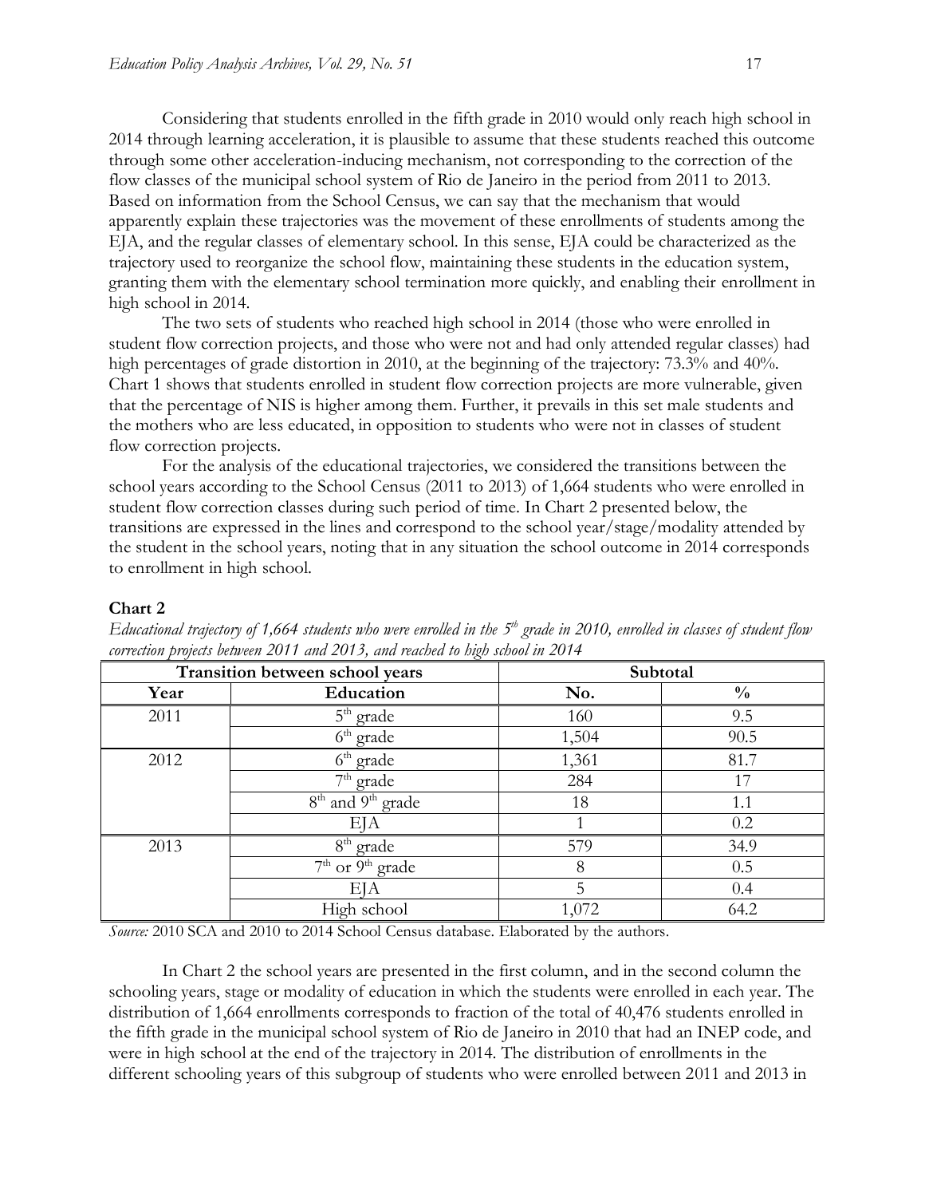Considering that students enrolled in the fifth grade in 2010 would only reach high school in 2014 through learning acceleration, it is plausible to assume that these students reached this outcome through some other acceleration-inducing mechanism, not corresponding to the correction of the flow classes of the municipal school system of Rio de Janeiro in the period from 2011 to 2013. Based on information from the School Census, we can say that the mechanism that would apparently explain these trajectories was the movement of these enrollments of students among the EJA, and the regular classes of elementary school. In this sense, EJA could be characterized as the trajectory used to reorganize the school flow, maintaining these students in the education system, granting them with the elementary school termination more quickly, and enabling their enrollment in high school in 2014.

The two sets of students who reached high school in 2014 (those who were enrolled in student flow correction projects, and those who were not and had only attended regular classes) had high percentages of grade distortion in 2010, at the beginning of the trajectory: 73.3% and 40%. Chart 1 shows that students enrolled in student flow correction projects are more vulnerable, given that the percentage of NIS is higher among them. Further, it prevails in this set male students and the mothers who are less educated, in opposition to students who were not in classes of student flow correction projects.

For the analysis of the educational trajectories, we considered the transitions between the school years according to the School Census (2011 to 2013) of 1,664 students who were enrolled in student flow correction classes during such period of time. In Chart 2 presented below, the transitions are expressed in the lines and correspond to the school year/stage/modality attended by the student in the school years, noting that in any situation the school outcome in 2014 corresponds to enrollment in high school.

**Chart 2**

*Educational trajectory of 1,664 students who were enrolled in the 5th grade in 2010, enrolled in classes of student flow correction projects between 2011 and 2013, and reached to high school in 2014*

| Transition between school years | | Subtotal | |
|---|---|---|---|
| **Year** | **Education** | **No.** | **%** |
| 2011 | 5th grade | 160 | 9.5 |
| | 6th grade | 1,504 | 90.5 |
| 2012 | 6th grade | 1,361 | 81.7 |
| | 7th grade | 284 | 17 |
| | 8th and 9th grade | 18 | 1.1 |
| | EJA | 1 | 0.2 |
| 2013 | 8th grade | 579 | 34.9 |
| | 7th or 9th grade | 8 | 0.5 |
| | EJA | 5 | 0.4 |
| | High school | 1,072 | 64.2 |

*Source:* 2010 SCA and 2010 to 2014 School Census database. Elaborated by the authors.

In Chart 2 the school years are presented in the first column, and in the second column the schooling years, stage or modality of education in which the students were enrolled in each year. The distribution of 1,664 enrollments corresponds to fraction of the total of 40,476 students enrolled in the fifth grade in the municipal school system of Rio de Janeiro in 2010 that had an INEP code, and were in high school at the end of the trajectory in 2014. The distribution of enrollments in the different schooling years of this subgroup of students who were enrolled between 2011 and 2013 in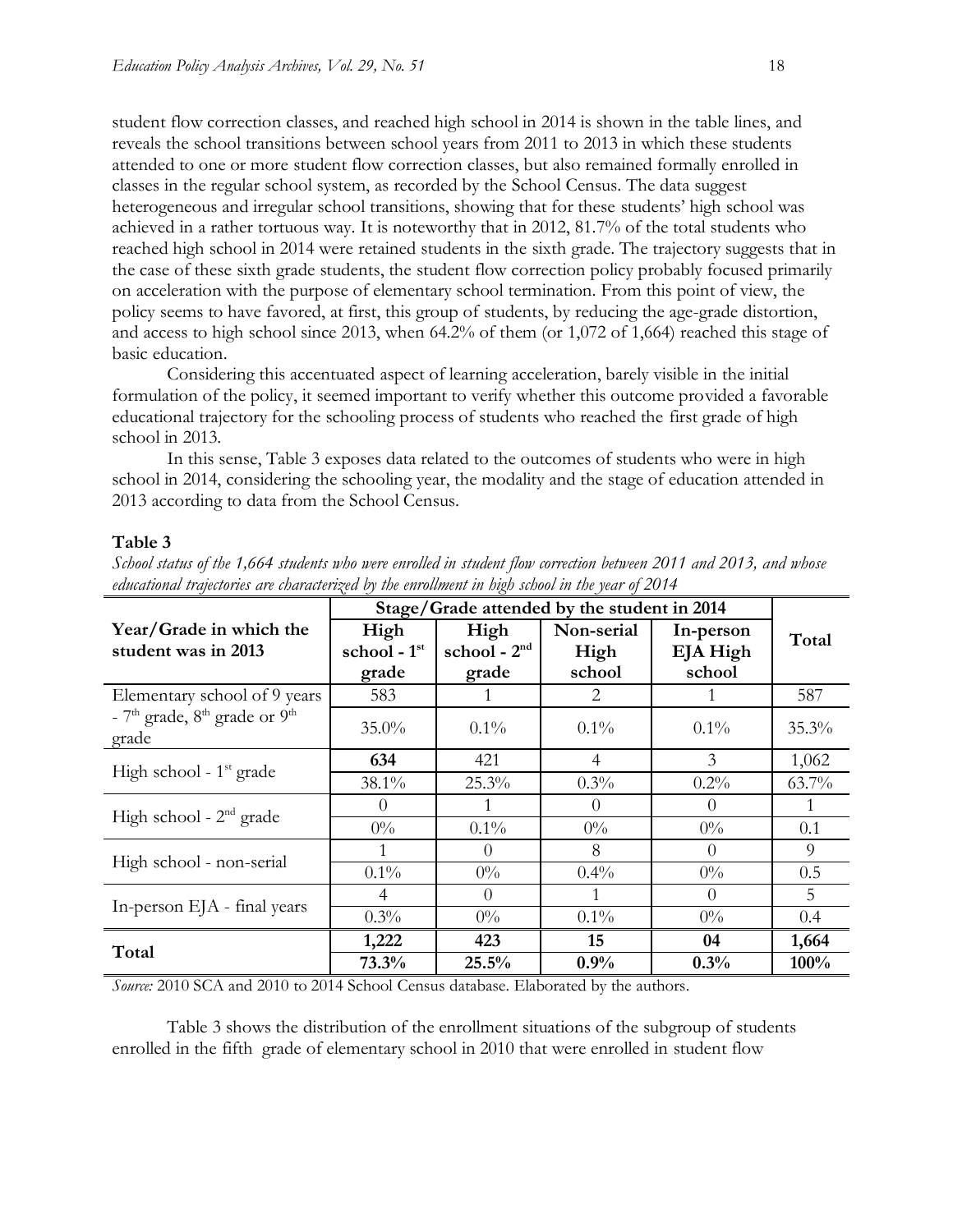student flow correction classes, and reached high school in 2014 is shown in the table lines, and reveals the school transitions between school years from 2011 to 2013 in which these students attended to one or more student flow correction classes, but also remained formally enrolled in classes in the regular school system, as recorded by the School Census. The data suggest heterogeneous and irregular school transitions, showing that for these students' high school was achieved in a rather tortuous way. It is noteworthy that in 2012, 81.7% of the total students who reached high school in 2014 were retained students in the sixth grade. The trajectory suggests that in the case of these sixth grade students, the student flow correction policy probably focused primarily on acceleration with the purpose of elementary school termination. From this point of view, the policy seems to have favored, at first, this group of students, by reducing the age-grade distortion, and access to high school since 2013, when 64.2% of them (or 1,072 of 1,664) reached this stage of basic education.

Considering this accentuated aspect of learning acceleration, barely visible in the initial formulation of the policy, it seemed important to verify whether this outcome provided a favorable educational trajectory for the schooling process of students who reached the first grade of high school in 2013.

In this sense, Table 3 exposes data related to the outcomes of students who were in high school in 2014, considering the schooling year, the modality and the stage of education attended in 2013 according to data from the School Census.

**Table 3**

*School status of the 1,664 students who were enrolled in student flow correction between 2011 and 2013, and whose educational trajectories are characterized by the enrollment in high school in the year of 2014*

| Year/Grade in which the student was in 2013 | Stage/Grade attended by the student in 2014 | | | | Total |
|---|---|---|---|---|---|
| | High school - 1st grade | High school - 2nd grade | Non-serial High school | In-person EJA High school | |
| Elementary school of 9 years - 7th grade, 8th grade or 9th grade | 583 | 1 | 2 | 1 | 587 |
| | 35.0% | 0.1% | 0.1% | 0.1% | 35.3% |
| High school - 1st grade | **634** | 421 | 4 | 3 | 1,062 |
| | 38.1% | 25.3% | 0.3% | 0.2% | 63.7% |
| High school - 2nd grade | 0 | 1 | 0 | 0 | 1 |
| | 0% | 0.1% | 0% | 0% | 0.1 |
| High school - non-serial | 1 | 0 | 8 | 0 | 9 |
| | 0.1% | 0% | 0.4% | 0% | 0.5 |
| In-person EJA - final years | 4 | 0 | 1 | 0 | 5 |
| | 0.3% | 0% | 0.1% | 0% | 0.4 |
| **Total** | **1,222** | **423** | **15** | **04** | **1,664** |
| | **73.3%** | **25.5%** | **0.9%** | **0.3%** | **100%** |

*Source:* 2010 SCA and 2010 to 2014 School Census database. Elaborated by the authors.

Table 3 shows the distribution of the enrollment situations of the subgroup of students enrolled in the fifth grade of elementary school in 2010 that were enrolled in student flow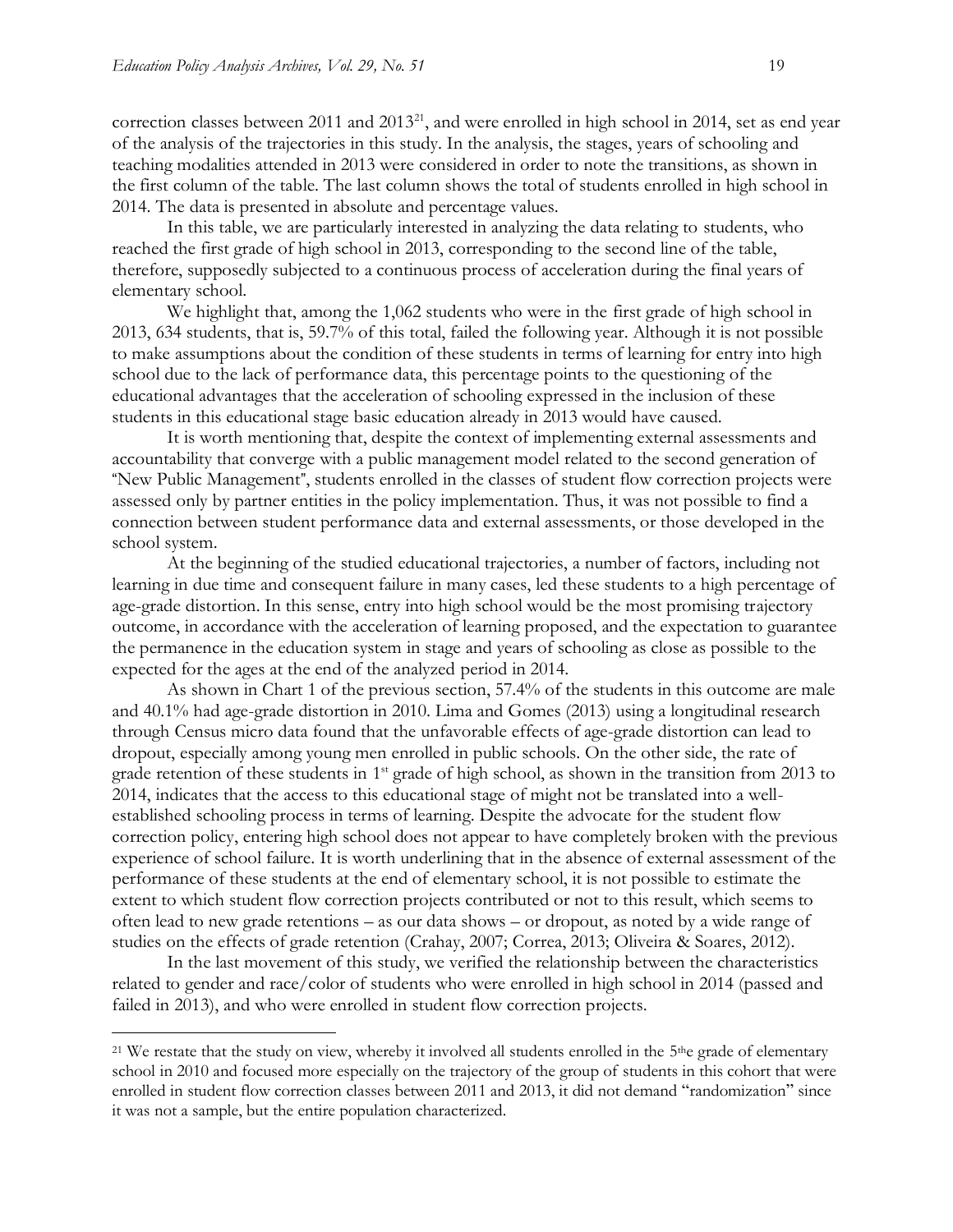correction classes between 2011 and 2013[21], and were enrolled in high school in 2014, set as end year of the analysis of the trajectories in this study. In the analysis, the stages, years of schooling and teaching modalities attended in 2013 were considered in order to note the transitions, as shown in the first column of the table. The last column shows the total of students enrolled in high school in 2014. The data is presented in absolute and percentage values.

In this table, we are particularly interested in analyzing the data relating to students, who reached the first grade of high school in 2013, corresponding to the second line of the table, therefore, supposedly subjected to a continuous process of acceleration during the final years of elementary school.

We highlight that, among the 1,062 students who were in the first grade of high school in 2013, 634 students, that is, 59.7% of this total, failed the following year. Although it is not possible to make assumptions about the condition of these students in terms of learning for entry into high school due to the lack of performance data, this percentage points to the questioning of the educational advantages that the acceleration of schooling expressed in the inclusion of these students in this educational stage basic education already in 2013 would have caused.

It is worth mentioning that, despite the context of implementing external assessments and accountability that converge with a public management model related to the second generation of "New Public Management", students enrolled in the classes of student flow correction projects were assessed only by partner entities in the policy implementation. Thus, it was not possible to find a connection between student performance data and external assessments, or those developed in the school system.

At the beginning of the studied educational trajectories, a number of factors, including not learning in due time and consequent failure in many cases, led these students to a high percentage of age-grade distortion. In this sense, entry into high school would be the most promising trajectory outcome, in accordance with the acceleration of learning proposed, and the expectation to guarantee the permanence in the education system in stage and years of schooling as close as possible to the expected for the ages at the end of the analyzed period in 2014.

As shown in Chart 1 of the previous section, 57.4% of the students in this outcome are male and 40.1% had age-grade distortion in 2010. Lima and Gomes (2013) using a longitudinal research through Census micro data found that the unfavorable effects of age-grade distortion can lead to dropout, especially among young men enrolled in public schools. On the other side, the rate of grade retention of these students in 1st grade of high school, as shown in the transition from 2013 to 2014, indicates that the access to this educational stage of might not be translated into a well-established schooling process in terms of learning. Despite the advocate for the student flow correction policy, entering high school does not appear to have completely broken with the previous experience of school failure. It is worth underlining that in the absence of external assessment of the performance of these students at the end of elementary school, it is not possible to estimate the extent to which student flow correction projects contributed or not to this result, which seems to often lead to new grade retentions – as our data shows – or dropout, as noted by a wide range of studies on the effects of grade retention (Crahay, 2007; Correa, 2013; Oliveira & Soares, 2012).

In the last movement of this study, we verified the relationship between the characteristics related to gender and race/color of students who were enrolled in high school in 2014 (passed and failed in 2013), and who were enrolled in student flow correction projects.

---

[21] We restate that the study on view, whereby it involved all students enrolled in the 5the grade of elementary school in 2010 and focused more especially on the trajectory of the group of students in this cohort that were enrolled in student flow correction classes between 2011 and 2013, it did not demand "randomization" since it was not a sample, but the entire population characterized.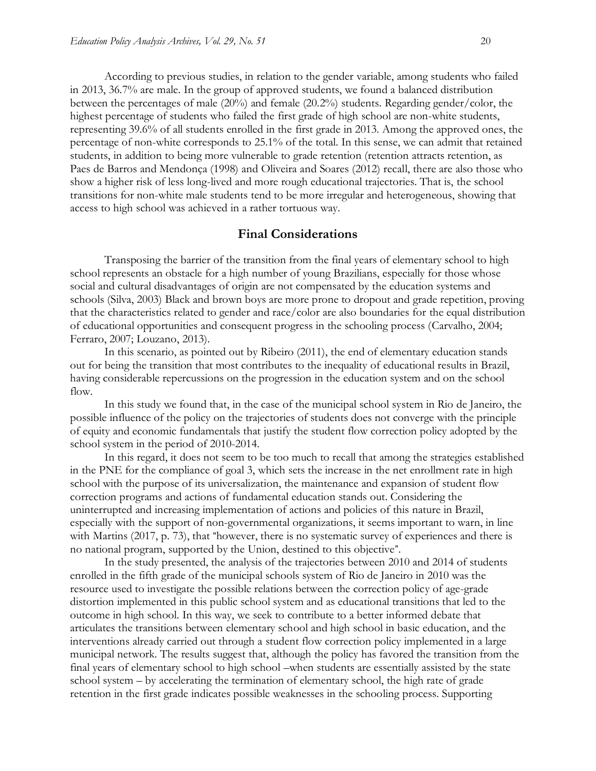According to previous studies, in relation to the gender variable, among students who failed in 2013, 36.7% are male. In the group of approved students, we found a balanced distribution between the percentages of male (20%) and female (20.2%) students. Regarding gender/color, the highest percentage of students who failed the first grade of high school are non-white students, representing 39.6% of all students enrolled in the first grade in 2013. Among the approved ones, the percentage of non-white corresponds to 25.1% of the total. In this sense, we can admit that retained students, in addition to being more vulnerable to grade retention (retention attracts retention, as Paes de Barros and Mendonça (1998) and Oliveira and Soares (2012) recall, there are also those who show a higher risk of less long-lived and more rough educational trajectories. That is, the school transitions for non-white male students tend to be more irregular and heterogeneous, showing that access to high school was achieved in a rather tortuous way.

## Final Considerations

Transposing the barrier of the transition from the final years of elementary school to high school represents an obstacle for a high number of young Brazilians, especially for those whose social and cultural disadvantages of origin are not compensated by the education systems and schools (Silva, 2003) Black and brown boys are more prone to dropout and grade repetition, proving that the characteristics related to gender and race/color are also boundaries for the equal distribution of educational opportunities and consequent progress in the schooling process (Carvalho, 2004; Ferraro, 2007; Louzano, 2013).

In this scenario, as pointed out by Ribeiro (2011), the end of elementary education stands out for being the transition that most contributes to the inequality of educational results in Brazil, having considerable repercussions on the progression in the education system and on the school flow.

In this study we found that, in the case of the municipal school system in Rio de Janeiro, the possible influence of the policy on the trajectories of students does not converge with the principle of equity and economic fundamentals that justify the student flow correction policy adopted by the school system in the period of 2010-2014.

In this regard, it does not seem to be too much to recall that among the strategies established in the PNE for the compliance of goal 3, which sets the increase in the net enrollment rate in high school with the purpose of its universalization, the maintenance and expansion of student flow correction programs and actions of fundamental education stands out. Considering the uninterrupted and increasing implementation of actions and policies of this nature in Brazil, especially with the support of non-governmental organizations, it seems important to warn, in line with Martins (2017, p. 73), that "however, there is no systematic survey of experiences and there is no national program, supported by the Union, destined to this objective".

In the study presented, the analysis of the trajectories between 2010 and 2014 of students enrolled in the fifth grade of the municipal schools system of Rio de Janeiro in 2010 was the resource used to investigate the possible relations between the correction policy of age-grade distortion implemented in this public school system and as educational transitions that led to the outcome in high school. In this way, we seek to contribute to a better informed debate that articulates the transitions between elementary school and high school in basic education, and the interventions already carried out through a student flow correction policy implemented in a large municipal network. The results suggest that, although the policy has favored the transition from the final years of elementary school to high school –when students are essentially assisted by the state school system – by accelerating the termination of elementary school, the high rate of grade retention in the first grade indicates possible weaknesses in the schooling process. Supporting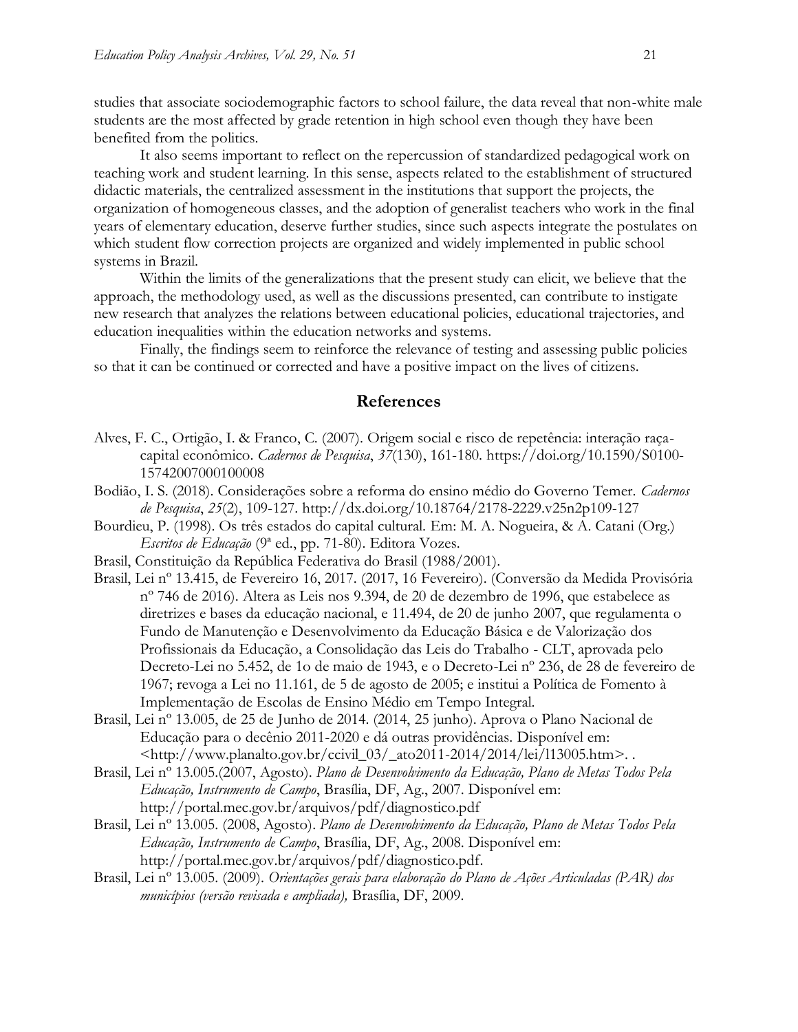studies that associate sociodemographic factors to school failure, the data reveal that non-white male students are the most affected by grade retention in high school even though they have been benefited from the politics.

It also seems important to reflect on the repercussion of standardized pedagogical work on teaching work and student learning. In this sense, aspects related to the establishment of structured didactic materials, the centralized assessment in the institutions that support the projects, the organization of homogeneous classes, and the adoption of generalist teachers who work in the final years of elementary education, deserve further studies, since such aspects integrate the postulates on which student flow correction projects are organized and widely implemented in public school systems in Brazil.

Within the limits of the generalizations that the present study can elicit, we believe that the approach, the methodology used, as well as the discussions presented, can contribute to instigate new research that analyzes the relations between educational policies, educational trajectories, and education inequalities within the education networks and systems.

Finally, the findings seem to reinforce the relevance of testing and assessing public policies so that it can be continued or corrected and have a positive impact on the lives of citizens.

## References

Alves, F. C., Ortigão, I. & Franco, C. (2007). Origem social e risco de repetência: interação raça-capital econômico. *Cadernos de Pesquisa*, *37*(130), 161-180. https://doi.org/10.1590/S0100-15742007000100008

Bodião, I. S. (2018). Considerações sobre a reforma do ensino médio do Governo Temer. *Cadernos de Pesquisa*, *25*(2), 109-127. http://dx.doi.org/10.18764/2178-2229.v25n2p109-127

Bourdieu, P. (1998). Os três estados do capital cultural. Em: M. A. Nogueira, & A. Catani (Org.) *Escritos de Educação* (9ª ed., pp. 71-80). Editora Vozes.

Brasil, Constituição da República Federativa do Brasil (1988/2001).

Brasil, Lei nº 13.415, de Fevereiro 16, 2017. (2017, 16 Fevereiro). (Conversão da Medida Provisória nº 746 de 2016). Altera as Leis nos 9.394, de 20 de dezembro de 1996, que estabelece as diretrizes e bases da educação nacional, e 11.494, de 20 de junho 2007, que regulamenta o Fundo de Manutenção e Desenvolvimento da Educação Básica e de Valorização dos Profissionais da Educação, a Consolidação das Leis do Trabalho - CLT, aprovada pelo Decreto-Lei no 5.452, de 1o de maio de 1943, e o Decreto-Lei nº 236, de 28 de fevereiro de 1967; revoga a Lei no 11.161, de 5 de agosto de 2005; e institui a Política de Fomento à Implementação de Escolas de Ensino Médio em Tempo Integral.

Brasil, Lei nº 13.005, de 25 de Junho de 2014. (2014, 25 junho). Aprova o Plano Nacional de Educação para o decênio 2011-2020 e dá outras providências. Disponível em: <http://www.planalto.gov.br/ccivil_03/_ato2011-2014/2014/lei/l13005.htm>. .

Brasil, Lei nº 13.005.(2007, Agosto). *Plano de Desenvolvimento da Educação, Plano de Metas Todos Pela Educação, Instrumento de Campo*, Brasília, DF, Ag., 2007. Disponível em: http://portal.mec.gov.br/arquivos/pdf/diagnostico.pdf

Brasil, Lei nº 13.005. (2008, Agosto). *Plano de Desenvolvimento da Educação, Plano de Metas Todos Pela Educação, Instrumento de Campo*, Brasília, DF, Ag., 2008. Disponível em: http://portal.mec.gov.br/arquivos/pdf/diagnostico.pdf.

Brasil, Lei nº 13.005. (2009). *Orientações gerais para elaboração do Plano de Ações Articuladas (PAR) dos municípios (versão revisada e ampliada),* Brasília, DF, 2009.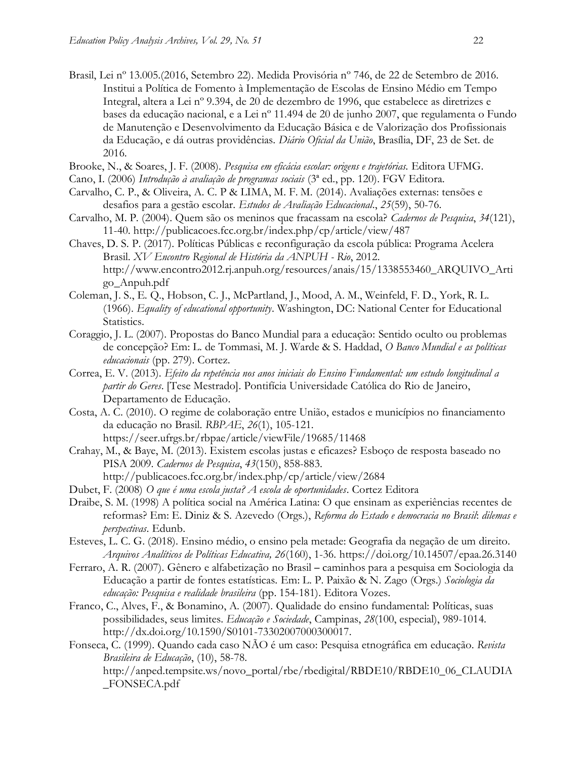Brasil, Lei nº 13.005.(2016, Setembro 22). Medida Provisória nº 746, de 22 de Setembro de 2016. Institui a Política de Fomento à Implementação de Escolas de Ensino Médio em Tempo Integral, altera a Lei nº 9.394, de 20 de dezembro de 1996, que estabelece as diretrizes e bases da educação nacional, e a Lei nº 11.494 de 20 de junho 2007, que regulamenta o Fundo de Manutenção e Desenvolvimento da Educação Básica e de Valorização dos Profissionais da Educação, e dá outras providências. *Diário Oficial da União*, Brasília, DF, 23 de Set. de 2016.

Brooke, N., & Soares, J. F. (2008). *Pesquisa em eficácia escolar: origens e trajetórias.* Editora UFMG.

Cano, I. (2006) *Introdução à avaliação de programas sociais* (3ª ed., pp. 120). FGV Editora.

Carvalho, C. P., & Oliveira, A. C. P & LIMA, M. F. M. (2014). Avaliações externas: tensões e desafios para a gestão escolar. *Estudos de Avaliação Educacional.*, *25*(59), 50-76.

Carvalho, M. P. (2004). Quem são os meninos que fracassam na escola? *Cadernos de Pesquisa*, *34*(121), 11-40. http://publicacoes.fcc.org.br/index.php/cp/article/view/487

Chaves, D. S. P. (2017). Políticas Públicas e reconfiguração da escola pública: Programa Acelera Brasil. *XV Encontro Regional de História da ANPUH - Rio*, 2012. http://www.encontro2012.rj.anpuh.org/resources/anais/15/1338553460_ARQUIVO_Artigo_Anpuh.pdf

Coleman, J. S., E. Q., Hobson, C. J., McPartland, J., Mood, A. M., Weinfeld, F. D., York, R. L. (1966). *Equality of educational opportunity*. Washington, DC: National Center for Educational Statistics.

Coraggio, J. L. (2007). Propostas do Banco Mundial para a educação: Sentido oculto ou problemas de concepção? Em: L. de Tommasi, M. J. Warde & S. Haddad, *O Banco Mundial e as políticas educacionais* (pp. 279). Cortez.

Correa, E. V. (2013). *Efeito da repetência nos anos iniciais do Ensino Fundamental: um estudo longitudinal a partir do Geres*. [Tese Mestrado]. Pontifícia Universidade Católica do Rio de Janeiro, Departamento de Educação.

Costa, A. C. (2010). O regime de colaboração entre União, estados e municípios no financiamento da educação no Brasil. *RBPAE*, *26*(1), 105-121. https://seer.ufrgs.br/rbpae/article/viewFile/19685/11468

Crahay, M., & Baye, M. (2013). Existem escolas justas e eficazes? Esboço de resposta baseado no PISA 2009. *Cadernos de Pesquisa*, *43*(150), 858-883. http://publicacoes.fcc.org.br/index.php/cp/article/view/2684

Dubet, F. (2008) *O que é uma escola justa? A escola de oportunidades*. Cortez Editora

Draibe, S. M. (1998) A política social na América Latina: O que ensinam as experiências recentes de reformas? Em: E. Diniz & S. Azevedo (Orgs.), *Reforma do Estado e democracia no Brasil*: *dilemas e perspectivas*. Edunb.

Esteves, L. C. G. (2018). Ensino médio, o ensino pela metade: Geografia da negação de um direito. *Arquivos Analíticos de Políticas Educativa, 26*(160), 1-36. https://doi.org/10.14507/epaa.26.3140

Ferraro, A. R. (2007). Gênero e alfabetização no Brasil – caminhos para a pesquisa em Sociologia da Educação a partir de fontes estatísticas. Em: L. P. Paixão & N. Zago (Orgs.) *Sociologia da educação: Pesquisa e realidade brasileira* (pp. 154-181). Editora Vozes.

Franco, C., Alves, F., & Bonamino, A. (2007). Qualidade do ensino fundamental: Políticas, suas possibilidades, seus limites. *Educação e Sociedade*, Campinas, *28*(100, especial), 989-1014. http://dx.doi.org/10.1590/S0101-73302007000300017.

Fonseca, C. (1999). Quando cada caso NÃO é um caso: Pesquisa etnográfica em educação. *Revista Brasileira de Educação*, (10), 58-78. http://anped.tempsite.ws/novo_portal/rbe/rbedigital/RBDE10/RBDE10_06_CLAUDIA_FONSECA.pdf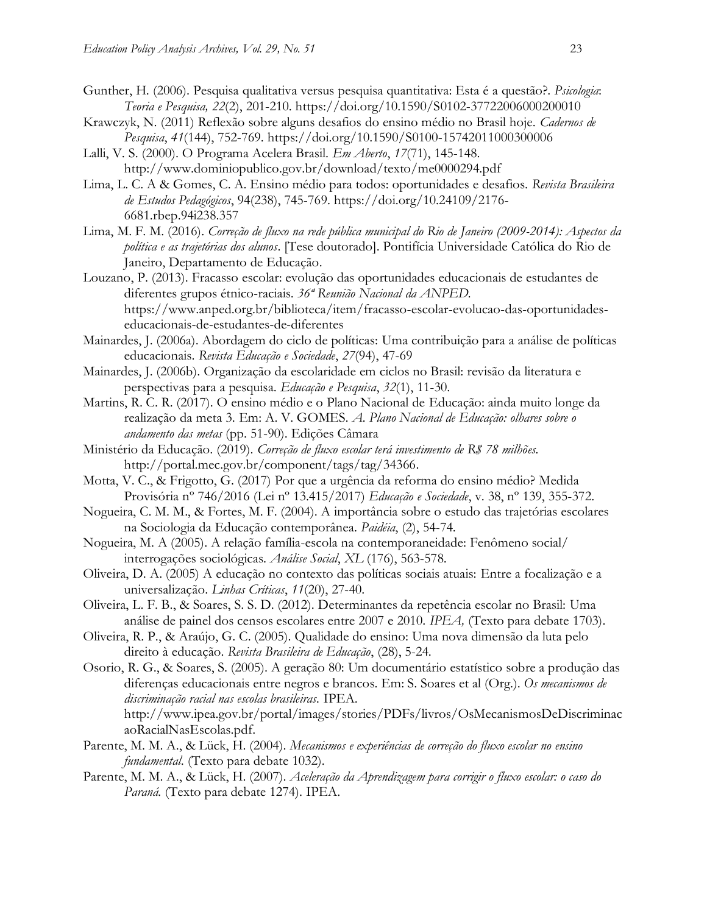Gunther, H. (2006). Pesquisa qualitativa versus pesquisa quantitativa: Esta é a questão?. *Psicologia: Teoria e Pesquisa, 22*(2), 201-210. https://doi.org/10.1590/S0102-37722006000200010

Krawczyk, N. (2011) Reflexão sobre alguns desafios do ensino médio no Brasil hoje. *Cadernos de Pesquisa*, *41*(144), 752-769. https://doi.org/10.1590/S0100-15742011000300006

Lalli, V. S. (2000). O Programa Acelera Brasil. *Em Aberto*, *17*(71), 145-148. http://www.dominiopublico.gov.br/download/texto/me0000294.pdf

Lima, L. C. A & Gomes, C. A. Ensino médio para todos: oportunidades e desafios. *Revista Brasileira de Estudos Pedagógicos*, 94(238), 745-769. https://doi.org/10.24109/2176-6681.rbep.94i238.357

Lima, M. F. M. (2016). *Correção de fluxo na rede pública municipal do Rio de Janeiro (2009-2014): Aspectos da política e as trajetórias dos alunos*. [Tese doutorado]. Pontifícia Universidade Católica do Rio de Janeiro, Departamento de Educação.

Louzano, P. (2013). Fracasso escolar: evolução das oportunidades educacionais de estudantes de diferentes grupos étnico-raciais. *36ª Reunião Nacional da ANPED*. https://www.anped.org.br/biblioteca/item/fracasso-escolar-evolucao-das-oportunidades-educacionais-de-estudantes-de-diferentes

Mainardes, J. (2006a). Abordagem do ciclo de políticas: Uma contribuição para a análise de políticas educacionais. *Revista Educação e Sociedade*, *27*(94), 47-69

Mainardes, J. (2006b). Organização da escolaridade em ciclos no Brasil: revisão da literatura e perspectivas para a pesquisa. *Educação e Pesquisa*, *32*(1), 11-30.

Martins, R. C. R. (2017). O ensino médio e o Plano Nacional de Educação: ainda muito longe da realização da meta 3. Em: A. V. GOMES. *A. Plano Nacional de Educação: olhares sobre o andamento das metas* (pp. 51-90). Edições Câmara

Ministério da Educação. (2019). *Correção de fluxo escolar terá investimento de R$ 78 milhões*. http://portal.mec.gov.br/component/tags/tag/34366.

Motta, V. C., & Frigotto, G. (2017) Por que a urgência da reforma do ensino médio? Medida Provisória nº 746/2016 (Lei nº 13.415/2017) *Educação e Sociedade*, v. 38, nº 139, 355-372.

Nogueira, C. M. M., & Fortes, M. F. (2004). A importância sobre o estudo das trajetórias escolares na Sociologia da Educação contemporânea. *Paidéia*, (2), 54-74.

Nogueira, M. A (2005). A relação família-escola na contemporaneidade: Fenômeno social/ interrogações sociológicas. *Análise Social*, *XL* (176), 563-578.

Oliveira, D. A. (2005) A educação no contexto das políticas sociais atuais: Entre a focalização e a universalização. *Linhas Críticas*, *11*(20), 27-40.

Oliveira, L. F. B., & Soares, S. S. D. (2012). Determinantes da repetência escolar no Brasil: Uma análise de painel dos censos escolares entre 2007 e 2010. *IPEA,* (Texto para debate 1703).

Oliveira, R. P., & Araújo, G. C. (2005). Qualidade do ensino: Uma nova dimensão da luta pelo direito à educação. *Revista Brasileira de Educação*, (28), 5-24.

Osorio, R. G., & Soares, S. (2005). A geração 80: Um documentário estatístico sobre a produção das diferenças educacionais entre negros e brancos. Em: S. Soares et al (Org.). *Os mecanismos de discriminação racial nas escolas brasileiras*. IPEA. http://www.ipea.gov.br/portal/images/stories/PDFs/livros/OsMecanismosDeDiscriminacaoRacialNasEscolas.pdf.

Parente, M. M. A., & Lück, H. (2004). *Mecanismos e experiências de correção do fluxo escolar no ensino fundamental*. (Texto para debate 1032).

Parente, M. M. A., & Lück, H. (2007). *Aceleração da Aprendizagem para corrigir o fluxo escolar: o caso do Paraná*. (Texto para debate 1274). IPEA.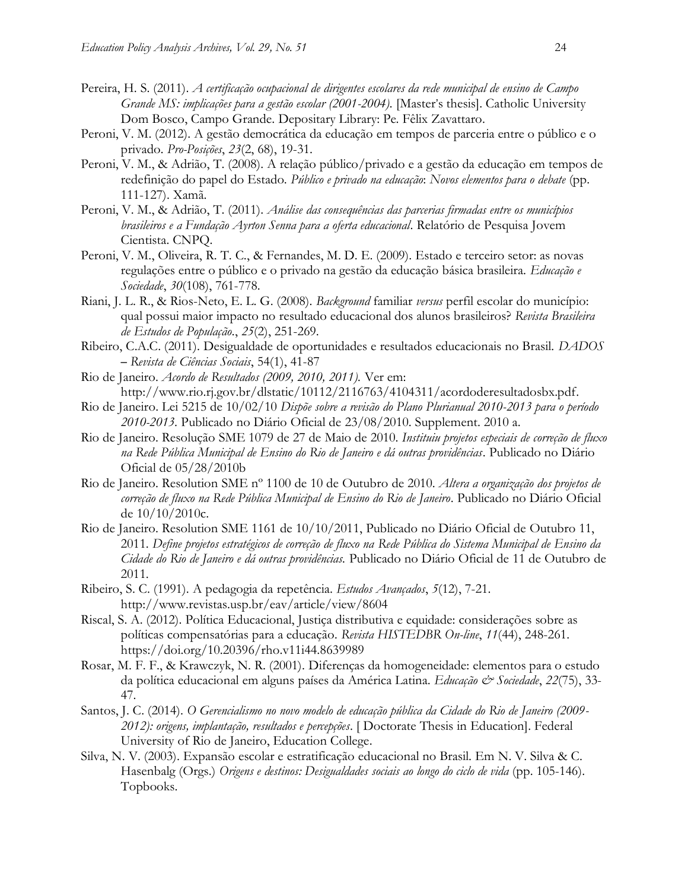Pereira, H. S. (2011). *A certificação ocupacional de dirigentes escolares da rede municipal de ensino de Campo Grande MS: implicações para a gestão escolar (2001-2004)*. [Master's thesis]. Catholic University Dom Bosco, Campo Grande. Depositary Library: Pe. Fêlix Zavattaro.

Peroni, V. M. (2012). A gestão democrática da educação em tempos de parceria entre o público e o privado. *Pro-Posições*, *23*(2, 68), 19-31.

Peroni, V. M., & Adrião, T. (2008). A relação público/privado e a gestão da educação em tempos de redefinição do papel do Estado. *Público e privado na educação*: *Novos elementos para o debate* (pp. 111-127). Xamã.

Peroni, V. M., & Adrião, T. (2011). *Análise das consequências das parcerias firmadas entre os municípios brasileiros e a Fundação Ayrton Senna para a oferta educacional*. Relatório de Pesquisa Jovem Cientista. CNPQ.

Peroni, V. M., Oliveira, R. T. C., & Fernandes, M. D. E. (2009). Estado e terceiro setor: as novas regulações entre o público e o privado na gestão da educação básica brasileira. *Educação e Sociedade*, *30*(108), 761-778.

Riani, J. L. R., & Rios-Neto, E. L. G. (2008). *Background* familiar *versus* perfil escolar do município: qual possui maior impacto no resultado educacional dos alunos brasileiros? *Revista Brasileira de Estudos de População*., *25*(2), 251-269.

Ribeiro, C.A.C. (2011). Desigualdade de oportunidades e resultados educacionais no Brasil. *DADOS – Revista de Ciências Sociais*, 54(1), 41-87

Rio de Janeiro. *Acordo de Resultados (2009, 2010, 2011).* Ver em: http://www.rio.rj.gov.br/dlstatic/10112/2116763/4104311/acordoderesultadosbx.pdf.

Rio de Janeiro. Lei 5215 de 10/02/10 *Dispõe sobre a revisão do Plano Plurianual 2010-2013 para o período 2010-2013.* Publicado no Diário Oficial de 23/08/2010. Supplement. 2010 a.

Rio de Janeiro. Resolução SME 1079 de 27 de Maio de 2010. *Instituiu projetos especiais de correção de fluxo na Rede Pública Municipal de Ensino do Rio de Janeiro e dá outras providências*. Publicado no Diário Oficial de 05/28/2010b

Rio de Janeiro. Resolution SME nº 1100 de 10 de Outubro de 2010. *Altera a organização dos projetos de correção de fluxo na Rede Pública Municipal de Ensino do Rio de Janeiro*. Publicado no Diário Oficial de 10/10/2010c.

Rio de Janeiro. Resolution SME 1161 de 10/10/2011, Publicado no Diário Oficial de Outubro 11, 2011. *Define projetos estratégicos de correção de fluxo na Rede Pública do Sistema Municipal de Ensino da Cidade do Rio de Janeiro e dá outras providências.* Publicado no Diário Oficial de 11 de Outubro de 2011.

Ribeiro, S. C. (1991). A pedagogia da repetência. *Estudos Avançados*, *5*(12), 7-21. http://www.revistas.usp.br/eav/article/view/8604

Riscal, S. A. (2012). Política Educacional, Justiça distributiva e equidade: considerações sobre as políticas compensatórias para a educação. *Revista HISTEDBR On-line*, *11*(44), 248-261. https://doi.org/10.20396/rho.v11i44.8639989

Rosar, M. F. F., & Krawczyk, N. R. (2001). Diferenças da homogeneidade: elementos para o estudo da política educacional em alguns países da América Latina. *Educação & Sociedade*, *22*(75), 33-47.

Santos, J. C. (2014). *O Gerencialismo no novo modelo de educação pública da Cidade do Rio de Janeiro (2009-2012): origens, implantação, resultados e percepções*. [ Doctorate Thesis in Education]. Federal University of Rio de Janeiro, Education College.

Silva, N. V. (2003). Expansão escolar e estratificação educacional no Brasil. Em N. V. Silva & C. Hasenbalg (Orgs.) *Origens e destinos: Desigualdades sociais ao longo do ciclo de vida* (pp. 105-146). Topbooks.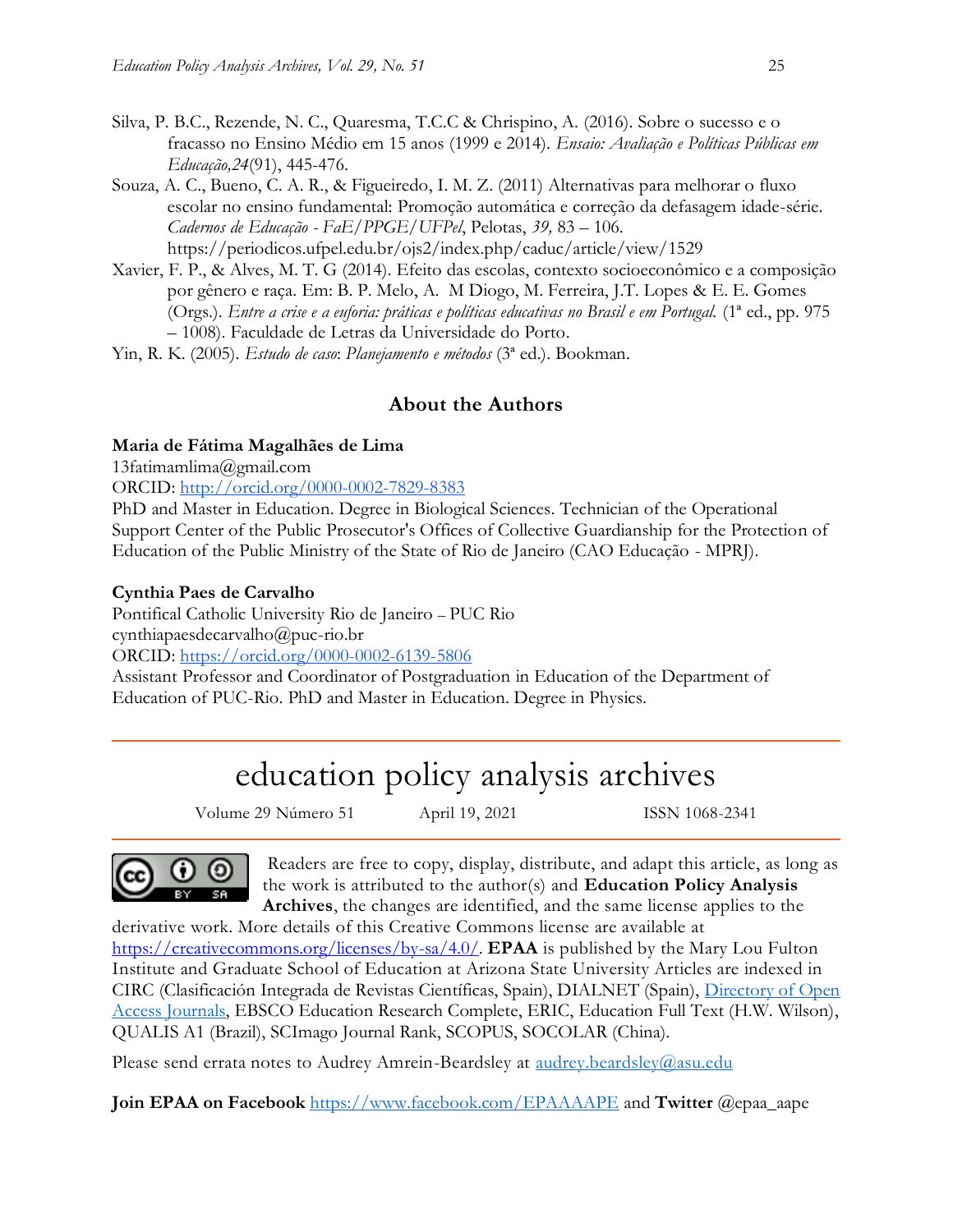Silva, P. B.C., Rezende, N. C., Quaresma, T.C.C & Chrispino, A. (2016). Sobre o sucesso e o fracasso no Ensino Médio em 15 anos (1999 e 2014). *Ensaio: Avaliação e Políticas Públicas em Educação,24*(91), 445-476.

Souza, A. C., Bueno, C. A. R., & Figueiredo, I. M. Z. (2011) Alternativas para melhorar o fluxo escolar no ensino fundamental: Promoção automática e correção da defasagem idade-série. *Cadernos de Educação - FaE/PPGE/UFPel*, Pelotas, *39,* 83 – 106. https://periodicos.ufpel.edu.br/ojs2/index.php/caduc/article/view/1529

Xavier, F. P., & Alves, M. T. G (2014). Efeito das escolas, contexto socioeconômico e a composição por gênero e raça. Em: B. P. Melo, A. M Diogo, M. Ferreira, J.T. Lopes & E. E. Gomes (Orgs.). *Entre a crise e a euforia: práticas e políticas educativas no Brasil e em Portugal.* (1ª ed., pp. 975 – 1008). Faculdade de Letras da Universidade do Porto.

Yin, R. K. (2005). *Estudo de caso*: *Planejamento e métodos* (3ª ed.). Bookman.

## About the Authors

**Maria de Fátima Magalhães de Lima**
13fatimamlima@gmail.com
ORCID: http://orcid.org/0000-0002-7829-8383
PhD and Master in Education. Degree in Biological Sciences. Technician of the Operational Support Center of the Public Prosecutor's Offices of Collective Guardianship for the Protection of Education of the Public Ministry of the State of Rio de Janeiro (CAO Educação - MPRJ).

**Cynthia Paes de Carvalho**
Pontifical Catholic University Rio de Janeiro – PUC Rio
cynthiapaesdecarvalho@puc-rio.br
ORCID: https://orcid.org/0000-0002-6139-5806
Assistant Professor and Coordinator of Postgraduation in Education of the Department of Education of PUC-Rio. PhD and Master in Education. Degree in Physics.

# education policy analysis archives

Volume 29 Número 51 April 19, 2021 ISSN 1068-2341

Readers are free to copy, display, distribute, and adapt this article, as long as the work is attributed to the author(s) and **Education Policy Analysis Archives**, the changes are identified, and the same license applies to the derivative work. More details of this Creative Commons license are available at https://creativecommons.org/licenses/by-sa/4.0/. **EPAA** is published by the Mary Lou Fulton Institute and Graduate School of Education at Arizona State University Articles are indexed in CIRC (Clasificación Integrada de Revistas Científicas, Spain), DIALNET (Spain), Directory of Open Access Journals, EBSCO Education Research Complete, ERIC, Education Full Text (H.W. Wilson), QUALIS A1 (Brazil), SCImago Journal Rank, SCOPUS, SOCOLAR (China).

Please send errata notes to Audrey Amrein-Beardsley at audrey.beardsley@asu.edu

**Join EPAA on Facebook** https://www.facebook.com/EPAAAAPE and **Twitter** @epaa_aape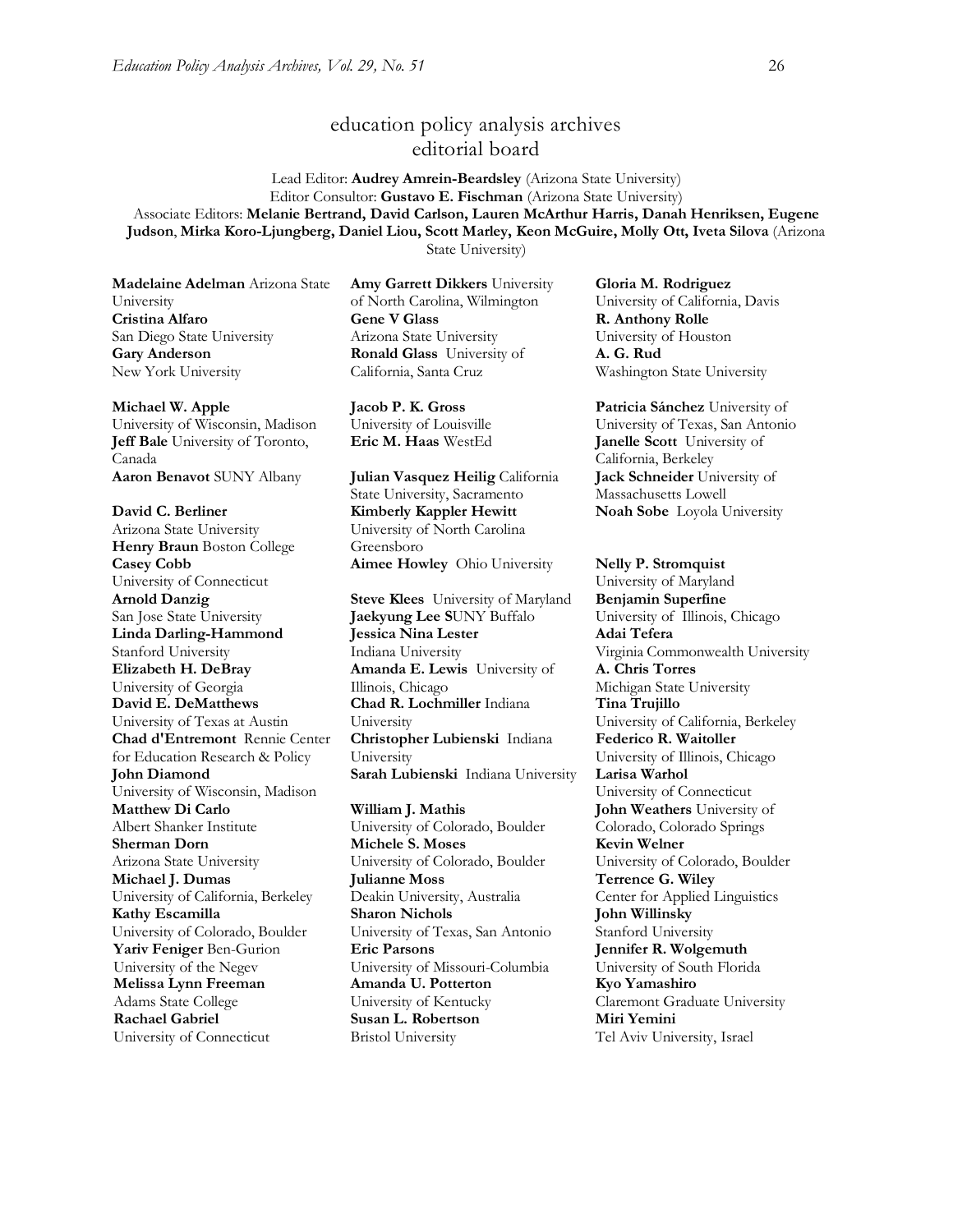# education policy analysis archives
## editorial board

Lead Editor: **Audrey Amrein-Beardsley** (Arizona State University)
Editor Consultor: **Gustavo E. Fischman** (Arizona State University)
Associate Editors: **Melanie Bertrand, David Carlson, Lauren McArthur Harris, Danah Henriksen, Eugene Judson**, **Mirka Koro-Ljungberg, Daniel Liou, Scott Marley, Keon McGuire, Molly Ott, Iveta Silova** (Arizona State University)

**Madelaine Adelman** Arizona State University
**Cristina Alfaro**
San Diego State University
**Gary Anderson**
New York University

**Michael W. Apple**
University of Wisconsin, Madison
**Jeff Bale** University of Toronto, Canada
**Aaron Benavot** SUNY Albany

**David C. Berliner**
Arizona State University
**Henry Braun** Boston College
**Casey Cobb**
University of Connecticut
**Arnold Danzig**
San Jose State University
**Linda Darling-Hammond**
Stanford University
**Elizabeth H. DeBray**
University of Georgia
**David E. DeMatthews**
University of Texas at Austin
**Chad d'Entremont** Rennie Center for Education Research & Policy
**John Diamond**
University of Wisconsin, Madison
**Matthew Di Carlo**
Albert Shanker Institute
**Sherman Dorn**
Arizona State University
**Michael J. Dumas**
University of California, Berkeley
**Kathy Escamilla**
University of Colorado, Boulder
**Yariv Feniger** Ben-Gurion University of the Negev
**Melissa Lynn Freeman**
Adams State College
**Rachael Gabriel**
University of Connecticut

**Amy Garrett Dikkers** University of North Carolina, Wilmington
**Gene V Glass**
Arizona State University
**Ronald Glass** University of California, Santa Cruz

**Jacob P. K. Gross**
University of Louisville
**Eric M. Haas** WestEd

**Julian Vasquez Heilig** California State University, Sacramento
**Kimberly Kappler Hewitt**
University of North Carolina Greensboro
**Aimee Howley** Ohio University

**Steve Klees** University of Maryland
**Jaekyung Lee S**UNY Buffalo
**Jessica Nina Lester**
Indiana University
**Amanda E. Lewis** University of Illinois, Chicago
**Chad R. Lochmiller** Indiana University
**Christopher Lubienski** Indiana University
**Sarah Lubienski** Indiana University

**William J. Mathis**
University of Colorado, Boulder
**Michele S. Moses**
University of Colorado, Boulder
**Julianne Moss**
Deakin University, Australia
**Sharon Nichols**
University of Texas, San Antonio
**Eric Parsons**
University of Missouri-Columbia
**Amanda U. Potterton**
University of Kentucky
**Susan L. Robertson**
Bristol University

**Gloria M. Rodriguez**
University of California, Davis
**R. Anthony Rolle**
University of Houston
**A. G. Rud**
Washington State University

**Patricia Sánchez** University of University of Texas, San Antonio
**Janelle Scott** University of California, Berkeley
**Jack Schneider** University of Massachusetts Lowell
**Noah Sobe** Loyola University

**Nelly P. Stromquist**
University of Maryland
**Benjamin Superfine**
University of Illinois, Chicago
**Adai Tefera**
Virginia Commonwealth University
**A. Chris Torres**
Michigan State University
**Tina Trujillo**
University of California, Berkeley
**Federico R. Waitoller**
University of Illinois, Chicago
**Larisa Warhol**
University of Connecticut
**John Weathers** University of Colorado, Colorado Springs
**Kevin Welner**
University of Colorado, Boulder
**Terrence G. Wiley**
Center for Applied Linguistics
**John Willinsky**
Stanford University
**Jennifer R. Wolgemuth**
University of South Florida
**Kyo Yamashiro**
Claremont Graduate University
**Miri Yemini**
Tel Aviv University, Israel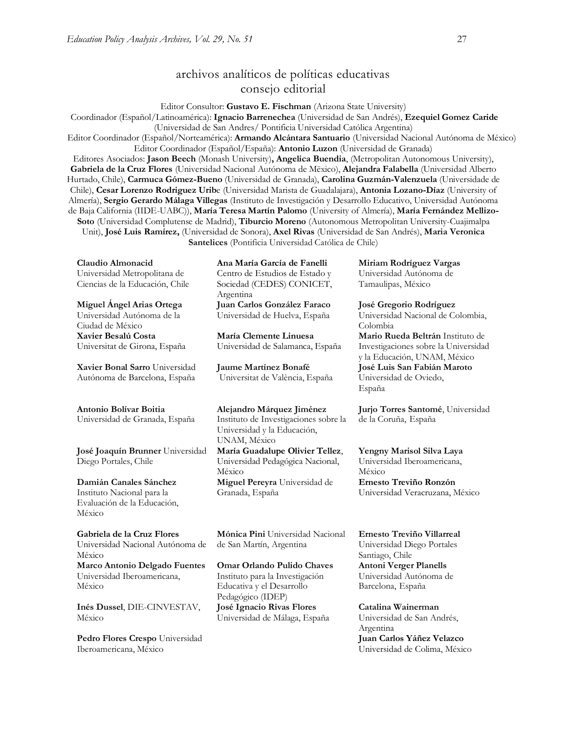# archivos analíticos de políticas educativas
## consejo editorial

Editor Consultor: **Gustavo E. Fischman** (Arizona State University)
Coordinador (Español/Latinoamérica): **Ignacio Barrenechea** (Universidad de San Andrés), **Ezequiel Gomez Caride** (Universidad de San Andres/ Pontificia Universidad Católica Argentina)
Editor Coordinador (Español/Norteamérica): **Armando Alcántara Santuario** (Universidad Nacional Autónoma de México)
Editor Coordinador (Español/España): **Antonio Luzon** (Universidad de Granada)
Editores Asociados: **Jason Beech** (Monash University)**, Angelica Buendia**, (Metropolitan Autonomous University), **Gabriela de la Cruz Flores** (Universidad Nacional Autónoma de Mëxico), **Alejandra Falabella** (Universidad Alberto Hurtado, Chile), **Carmuca Gómez-Bueno** (Universidad de Granada), **Carolina Guzmán-Valenzuela** (Universidade de Chile), **Cesar Lorenzo Rodriguez Urib**e (Universidad Marista de Guadalajara), **Antonia Lozano-Díaz** (University of Almería), **Sergio Gerardo Málaga Villegas** (Instituto de Investigación y Desarrollo Educativo, Universidad Autónoma de Baja California (IIDE-UABC)), **María Teresa Martín Palomo** (University of Almería), **María Fernández Mellizo-Soto** (Universidad Complutense de Madrid), **Tiburcio Moreno** (Autonomous Metropolitan University-Cuajimalpa Unit), **José Luis Ramírez,** (Universidad de Sonora), **Axel Rivas** (Universidad de San Andrés), **Maria Veronica Santelices** (Pontificia Universidad Católica de Chile)

**Claudio Almonacid**
Universidad Metropolitana de Ciencias de la Educación, Chile

**Miguel Ángel Arias Ortega**
Universidad Autónoma de la Ciudad de México

**Xavier Besalú Costa**
Universitat de Girona, España

**Xavier Bonal Sarro** Universidad Autónoma de Barcelona, España

**Antonio Bolívar Boitia**
Universidad de Granada, España

**José Joaquín Brunner** Universidad Diego Portales, Chile

**Damián Canales Sánchez**
Instituto Nacional para la Evaluación de la Educación, México

**Gabriela de la Cruz Flores**
Universidad Nacional Autónoma de México

**Marco Antonio Delgado Fuentes**
Universidad Iberoamericana, México

**Inés Dussel**, DIE-CINVESTAV, México

**Pedro Flores Crespo** Universidad Iberoamericana, México

**Ana María García de Fanelli**
Centro de Estudios de Estado y Sociedad (CEDES) CONICET, Argentina

**Juan Carlos González Faraco**
Universidad de Huelva, España

**María Clemente Linuesa**
Universidad de Salamanca, España

**Jaume Martínez Bonafé**
Universitat de València, España

**Alejandro Márquez Jiménez**
Instituto de Investigaciones sobre la Universidad y la Educación, UNAM, México

**María Guadalupe Olivier Tellez**, Universidad Pedagógica Nacional, México

**Miguel Pereyra** Universidad de Granada, España

**Mónica Pini** Universidad Nacional de San Martín, Argentina

**Omar Orlando Pulido Chaves**
Instituto para la Investigación Educativa y el Desarrollo Pedagógico (IDEP)

**José Ignacio Rivas Flores**
Universidad de Málaga, España

**Miriam Rodríguez Vargas**
Universidad Autónoma de Tamaulipas, México

**José Gregorio Rodríguez**
Universidad Nacional de Colombia, Colombia

**Mario Rueda Beltrán** Instituto de Investigaciones sobre la Universidad y la Educación, UNAM, México

**José Luis San Fabián Maroto**
Universidad de Oviedo, España

**Jurjo Torres Santomé**, Universidad de la Coruña, España

**Yengny Marisol Silva Laya**
Universidad Iberoamericana, México

**Ernesto Treviño Ronzón**
Universidad Veracruzana, México

**Ernesto Treviño Villarreal**
Universidad Diego Portales Santiago, Chile

**Antoni Verger Planells**
Universidad Autónoma de Barcelona, España

**Catalina Wainerman**
Universidad de San Andrés, Argentina

**Juan Carlos Yáñez Velazco**
Universidad de Colima, México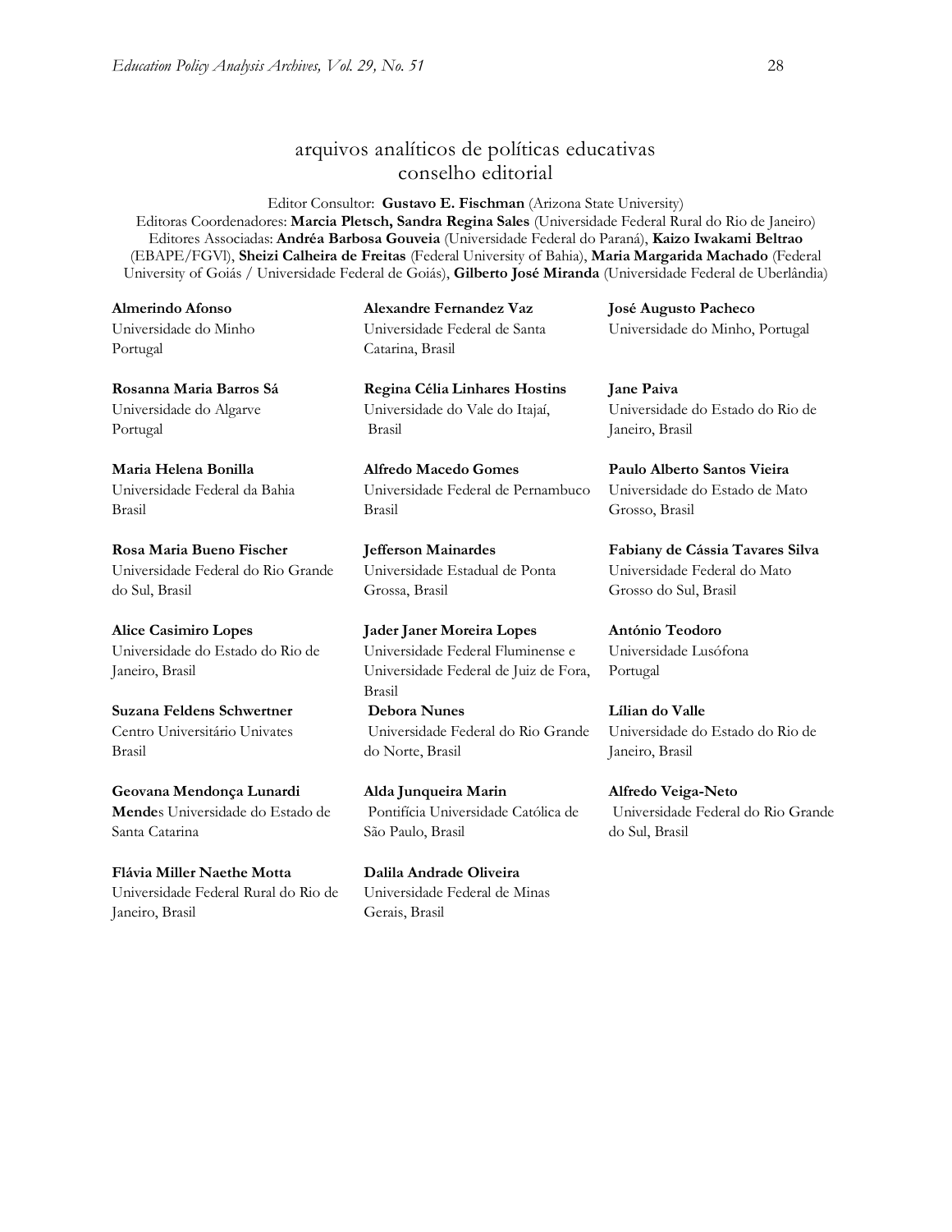## arquivos analíticos de políticas educativas
## conselho editorial

Editor Consultor: **Gustavo E. Fischman** (Arizona State University)
Editoras Coordenadores: **Marcia Pletsch, Sandra Regina Sales** (Universidade Federal Rural do Rio de Janeiro)
Editores Associadas: **Andréa Barbosa Gouveia** (Universidade Federal do Paraná), **Kaizo Iwakami Beltrao** (EBAPE/FGVl), **Sheizi Calheira de Freitas** (Federal University of Bahia), **Maria Margarida Machado** (Federal University of Goiás / Universidade Federal de Goiás), **Gilberto José Miranda** (Universidade Federal de Uberlândia)

**Almerindo Afonso**
Universidade do Minho
Portugal

**Rosanna Maria Barros Sá**
Universidade do Algarve
Portugal

**Maria Helena Bonilla**
Universidade Federal da Bahia
Brasil

**Rosa Maria Bueno Fischer**
Universidade Federal do Rio Grande do Sul, Brasil

**Alice Casimiro Lopes**
Universidade do Estado do Rio de Janeiro, Brasil

**Suzana Feldens Schwertner**
Centro Universitário Univates
Brasil

**Geovana Mendonça Lunardi Mende**s Universidade do Estado de Santa Catarina

**Flávia Miller Naethe Motta**
Universidade Federal Rural do Rio de Janeiro, Brasil

**Alexandre Fernandez Vaz**
Universidade Federal de Santa Catarina, Brasil

**Regina Célia Linhares Hostins**
Universidade do Vale do Itajaí, Brasil

**Alfredo Macedo Gomes**
Universidade Federal de Pernambuco
Brasil

**Jefferson Mainardes**
Universidade Estadual de Ponta Grossa, Brasil

**Jader Janer Moreira Lopes**
Universidade Federal Fluminense e Universidade Federal de Juiz de Fora, Brasil

**Debora Nunes**
Universidade Federal do Rio Grande do Norte, Brasil

**Alda Junqueira Marin**
Pontifícia Universidade Católica de São Paulo, Brasil

**Dalila Andrade Oliveira**
Universidade Federal de Minas Gerais, Brasil

**José Augusto Pacheco**
Universidade do Minho, Portugal

**Jane Paiva**
Universidade do Estado do Rio de Janeiro, Brasil

**Paulo Alberto Santos Vieira**
Universidade do Estado de Mato Grosso, Brasil

**Fabiany de Cássia Tavares Silva**
Universidade Federal do Mato Grosso do Sul, Brasil

**António Teodoro**
Universidade Lusófona
Portugal

**Lílian do Valle**
Universidade do Estado do Rio de Janeiro, Brasil

**Alfredo Veiga-Neto**
Universidade Federal do Rio Grande do Sul, Brasil